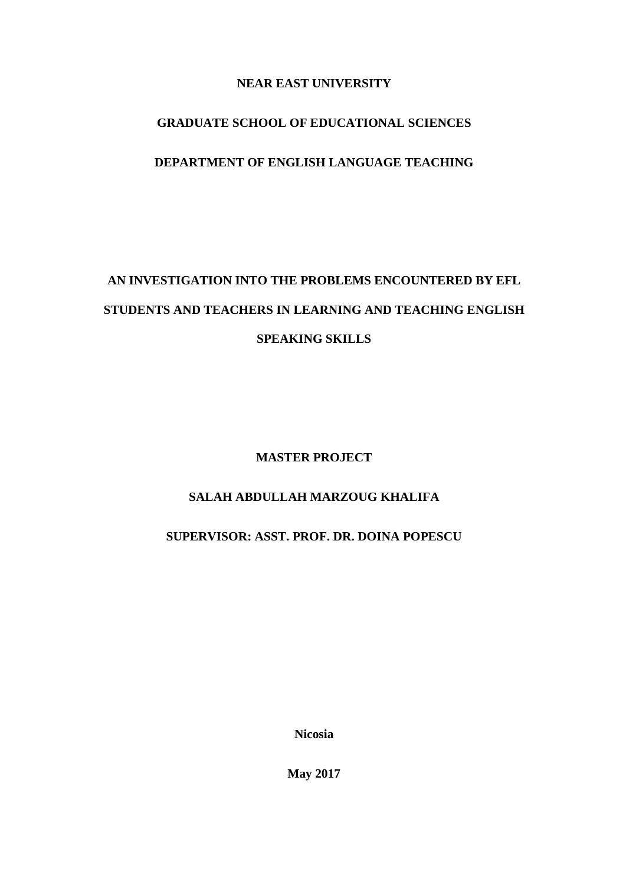**NEAR EAST UNIVERSITY**

**GRADUATE SCHOOL OF EDUCATIONAL SCIENCES**

**DEPARTMENT OF ENGLISH LANGUAGE TEACHING**

# AN INVESTIGATION INTO THE PROBLEMS ENCOUNTERED BY EFL STUDENTS AND TEACHERS IN LEARNING AND TEACHING ENGLISH SPEAKING SKILLS

**MASTER PROJECT**

**SALAH ABDULLAH MARZOUG KHALIFA**

**SUPERVISOR: ASST. PROF. DR. DOINA POPESCU**

**Nicosia**

**May 2017**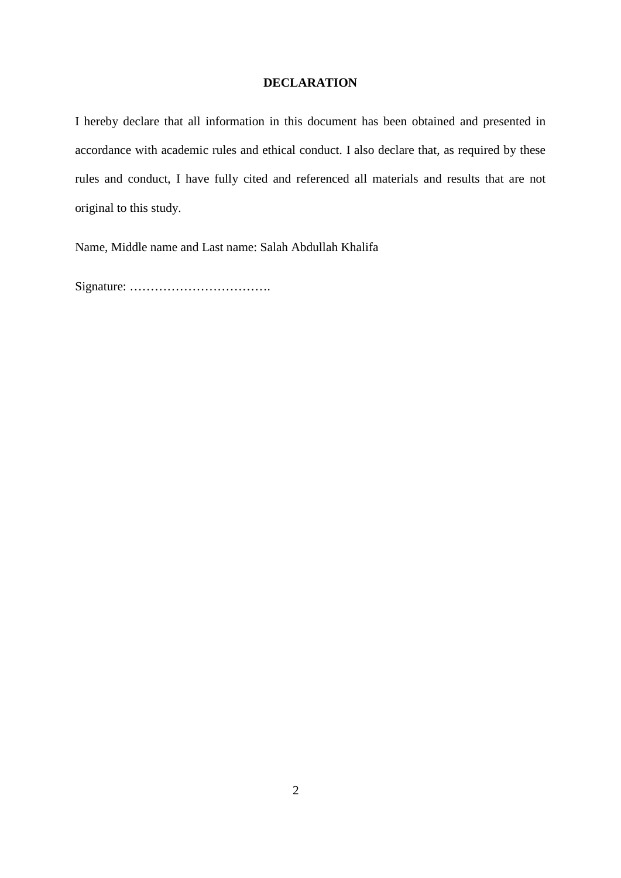# DECLARATION

I hereby declare that all information in this document has been obtained and presented in accordance with academic rules and ethical conduct. I also declare that, as required by these rules and conduct, I have fully cited and referenced all materials and results that are not original to this study.

Name, Middle name and Last name: Salah Abdullah Khalifa

Signature: …………………………….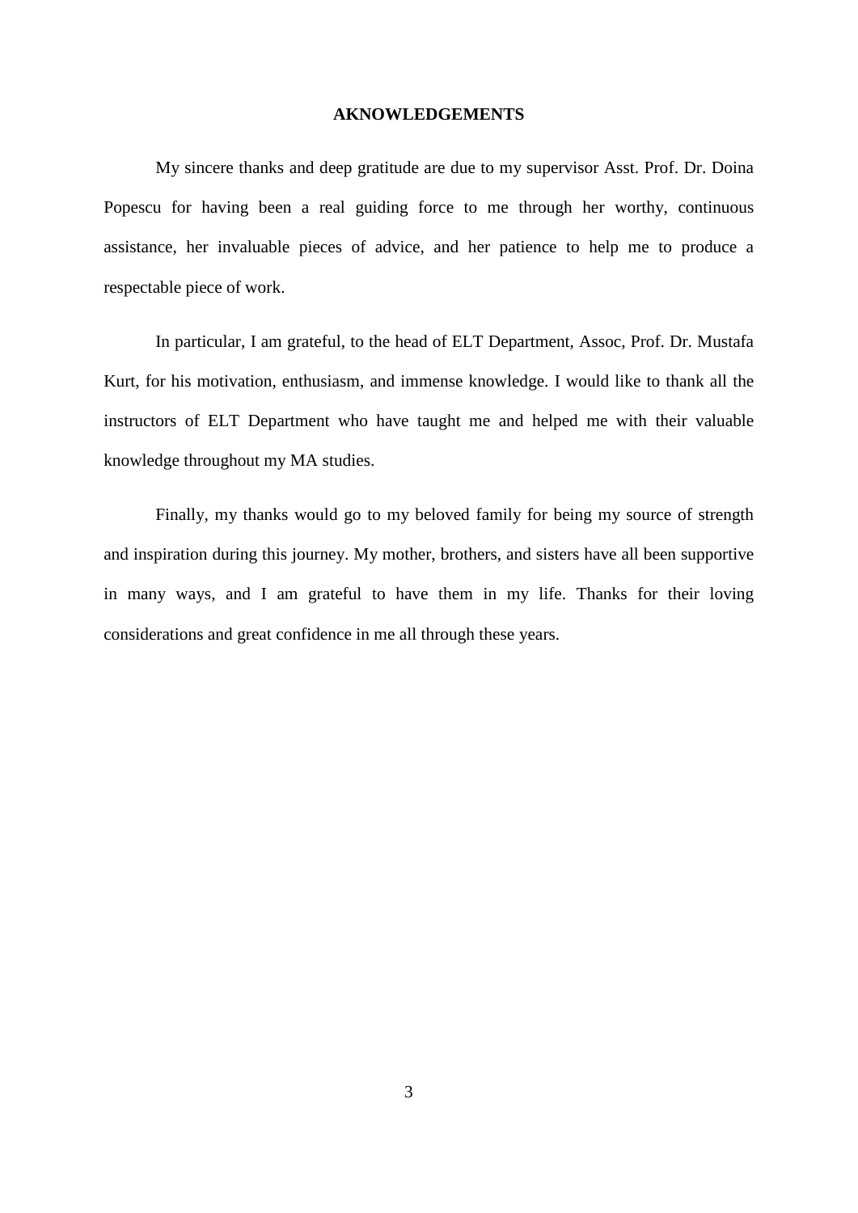## AKNOWLEDGEMENTS

My sincere thanks and deep gratitude are due to my supervisor Asst. Prof. Dr. Doina Popescu for having been a real guiding force to me through her worthy, continuous assistance, her invaluable pieces of advice, and her patience to help me to produce a respectable piece of work.

In particular, I am grateful, to the head of ELT Department, Assoc, Prof. Dr. Mustafa Kurt, for his motivation, enthusiasm, and immense knowledge. I would like to thank all the instructors of ELT Department who have taught me and helped me with their valuable knowledge throughout my MA studies.

Finally, my thanks would go to my beloved family for being my source of strength and inspiration during this journey. My mother, brothers, and sisters have all been supportive in many ways, and I am grateful to have them in my life. Thanks for their loving considerations and great confidence in me all through these years.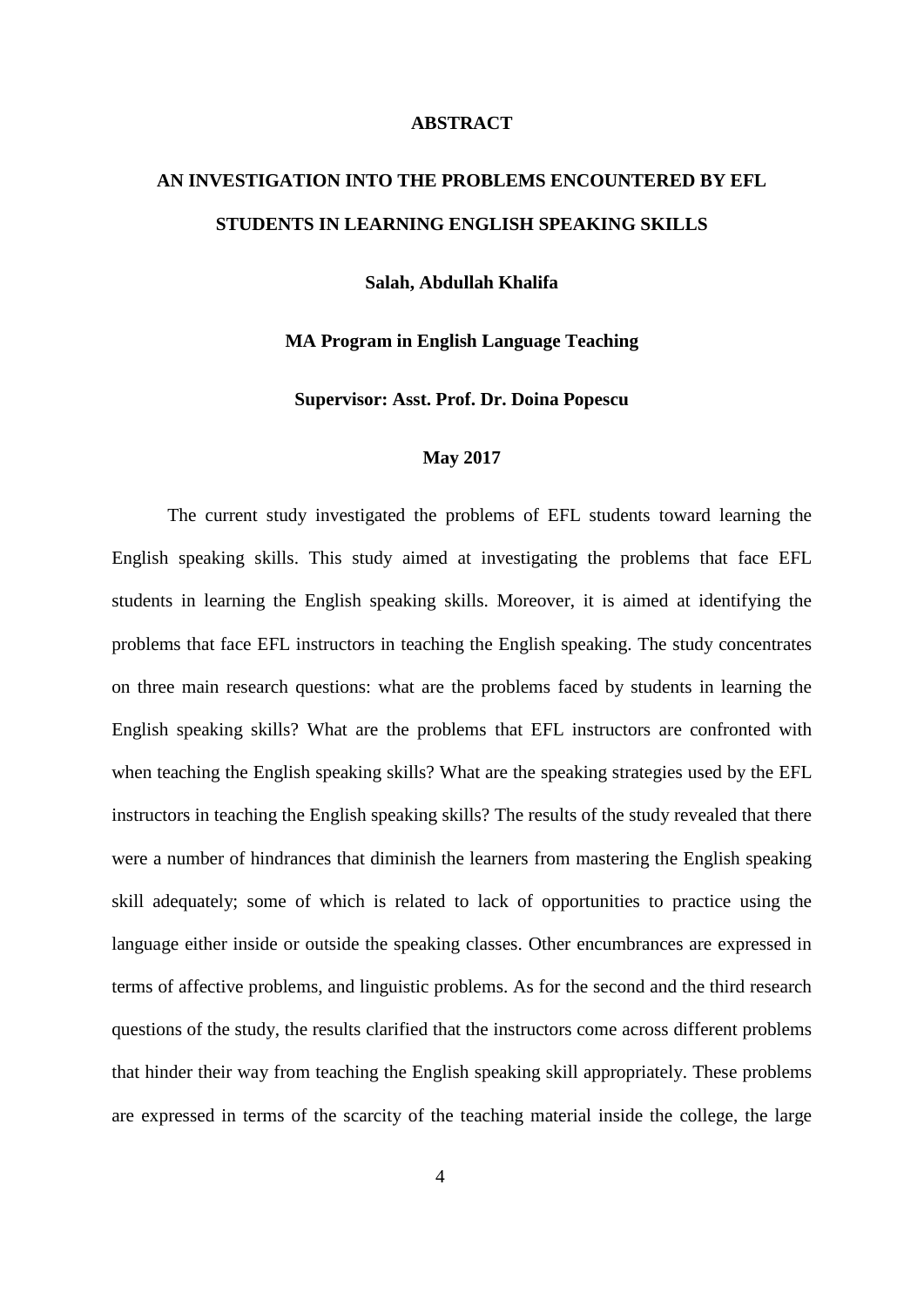# ABSTRACT

## AN INVESTIGATION INTO THE PROBLEMS ENCOUNTERED BY EFL STUDENTS IN LEARNING ENGLISH SPEAKING SKILLS

**Salah, Abdullah Khalifa**

**MA Program in English Language Teaching**

**Supervisor: Asst. Prof. Dr. Doina Popescu**

**May 2017**

The current study investigated the problems of EFL students toward learning the English speaking skills. This study aimed at investigating the problems that face EFL students in learning the English speaking skills. Moreover, it is aimed at identifying the problems that face EFL instructors in teaching the English speaking. The study concentrates on three main research questions: what are the problems faced by students in learning the English speaking skills? What are the problems that EFL instructors are confronted with when teaching the English speaking skills? What are the speaking strategies used by the EFL instructors in teaching the English speaking skills? The results of the study revealed that there were a number of hindrances that diminish the learners from mastering the English speaking skill adequately; some of which is related to lack of opportunities to practice using the language either inside or outside the speaking classes. Other encumbrances are expressed in terms of affective problems, and linguistic problems. As for the second and the third research questions of the study, the results clarified that the instructors come across different problems that hinder their way from teaching the English speaking skill appropriately. These problems are expressed in terms of the scarcity of the teaching material inside the college, the large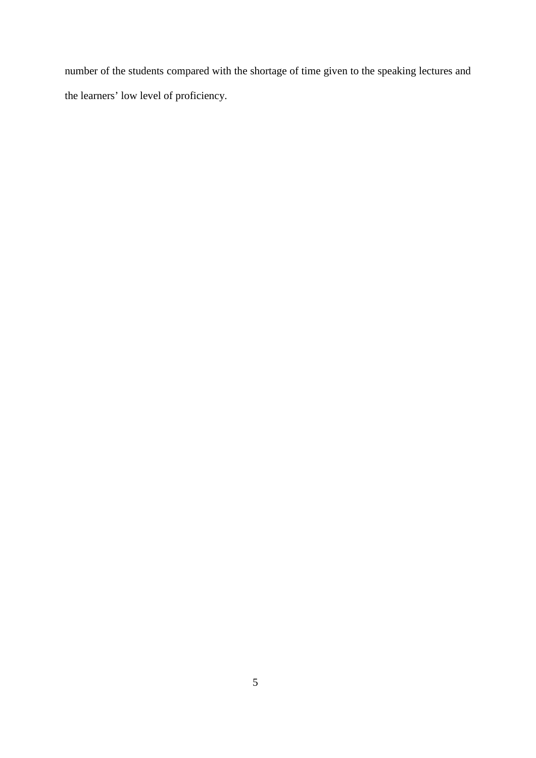number of the students compared with the shortage of time given to the speaking lectures and the learners' low level of proficiency.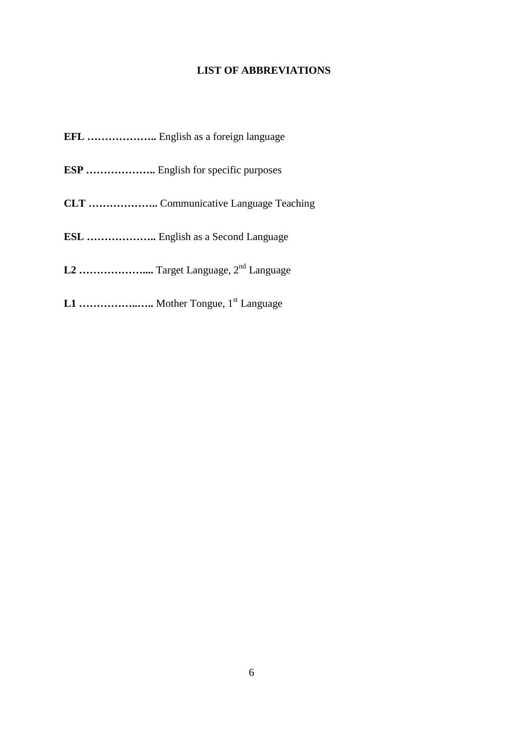# LIST OF ABBREVIATIONS

**EFL ………………..** English as a foreign language

**ESP ………………..** English for specific purposes

**CLT ………………..** Communicative Language Teaching

**ESL ………………..** English as a Second Language

**L2 ……………….....** Target Language, 2nd Language

**L1 ……………..…..** Mother Tongue, 1st Language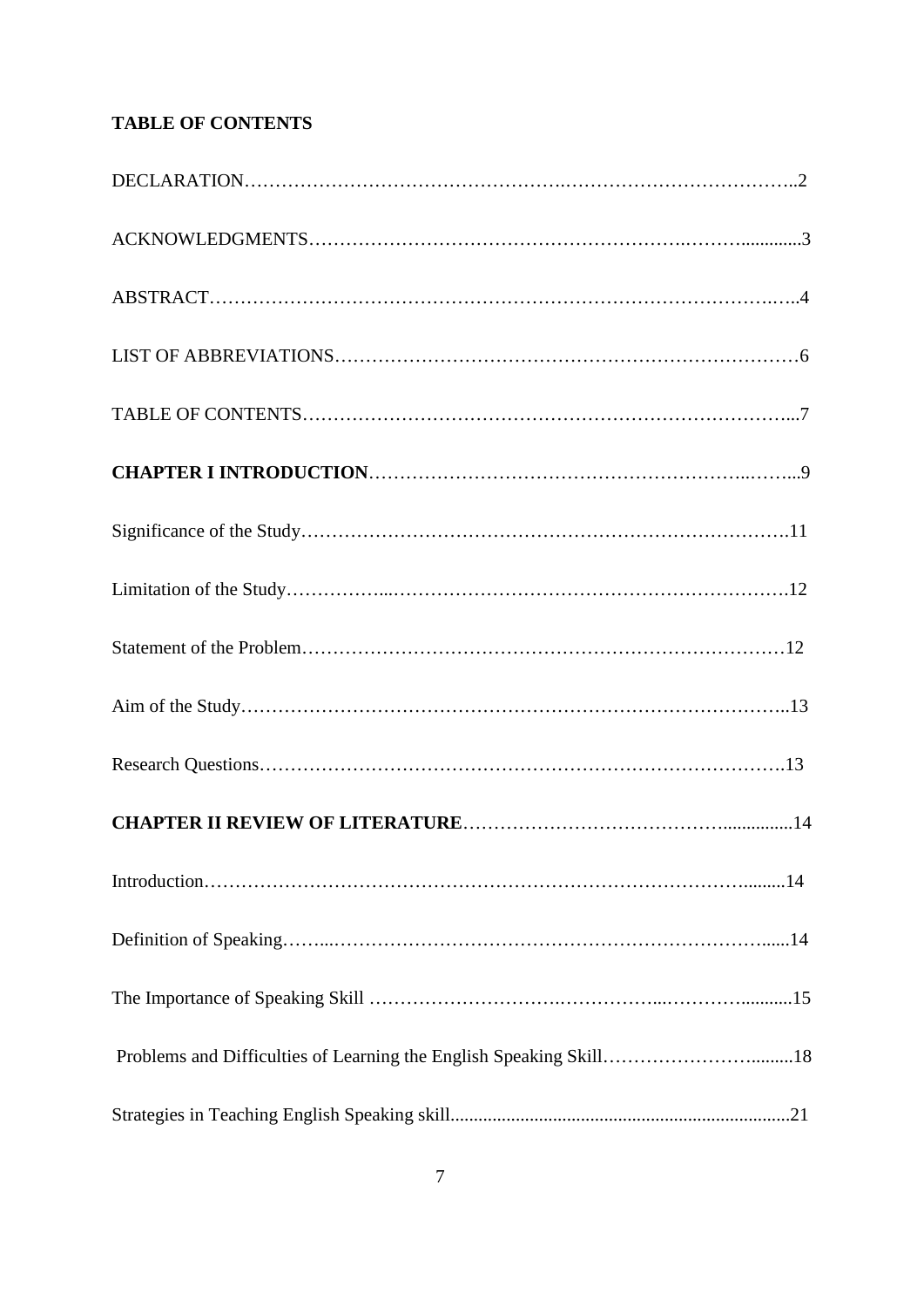**TABLE OF CONTENTS**

DECLARATION……………………………………………….………………………………..2

ACKNOWLEDGMENTS……………………………………………………..……….............3

ABSTRACT…………………………………………………………………………….…..4

LIST OF ABBREVIATIONS…………………………………………………………………6

TABLE OF CONTENTS……………………………………………………………………...7

**CHAPTER I INTRODUCTION**……………………………………………………..……...9

Significance of the Study…………………………………………………………………….11

Limitation of the Study……………...……………………………………………………….12

Statement of the Problem……………………………………………………………………12

Aim of the Study…………………………………………………………………………..13

Research Questions………………………………………………………………………….13

**CHAPTER II REVIEW OF LITERATURE**…………………………………….............14

Introduction…………………………………………………………………………….........14

Definition of Speaking……...……………………………………………………………......14

The Importance of Speaking Skill ……………………….……………...………….........15

Problems and Difficulties of Learning the English Speaking Skill…………………….........18

Strategies in Teaching English Speaking skill.........................................................................21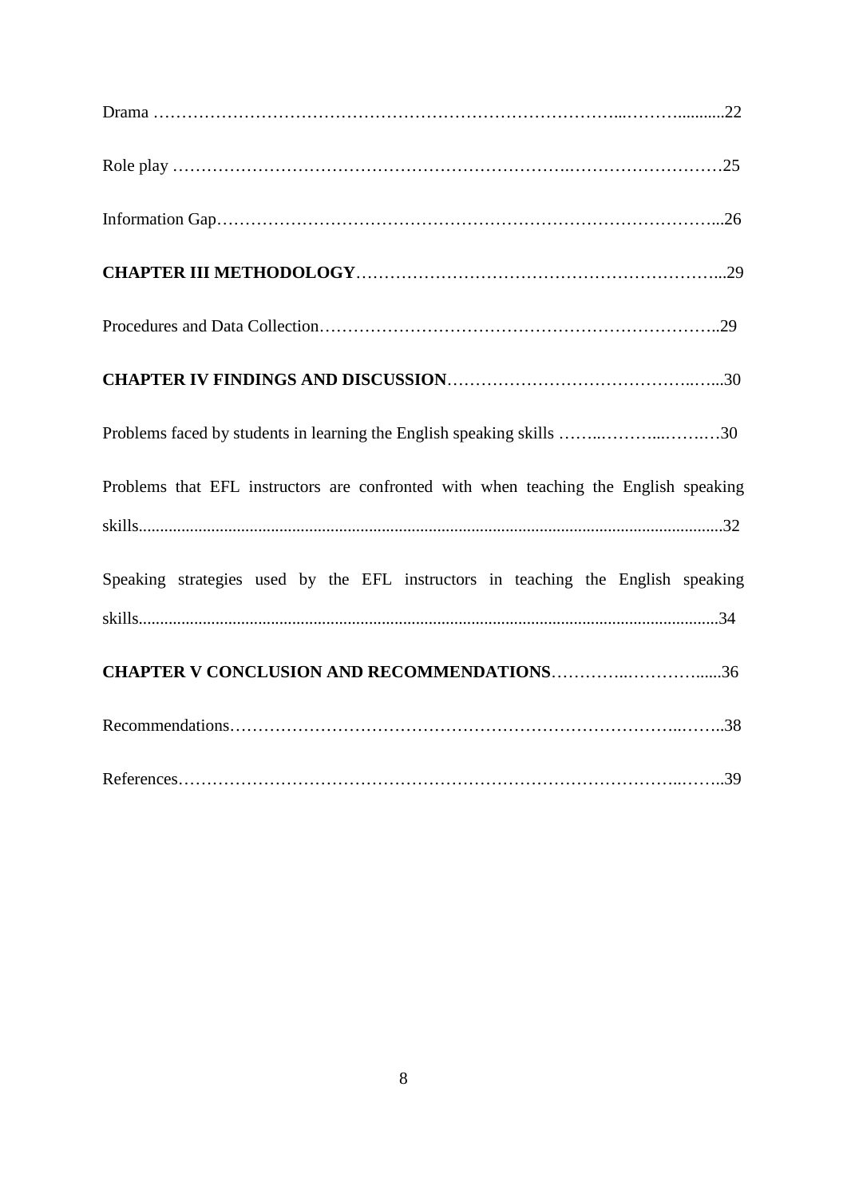Drama ……………………………………………………………………...………..........22

Role play ……………………………………………………………..………………………25

Information Gap……………………………………………………………………………...26

**CHAPTER III METHODOLOGY**………………………………………………………...29

Procedures and Data Collection……………………………………………………………..29

**CHAPTER IV FINDINGS AND DISCUSSION**……………………………………..…...30

Problems faced by students in learning the English speaking skills ……..………...…….…30

Problems that EFL instructors are confronted with when teaching the English speaking skills.......................................................................................................................................32

Speaking strategies used by the EFL instructors in teaching the English speaking skills.......................................................................................................................................34

**CHAPTER V CONCLUSION AND RECOMMENDATIONS**…………..………….....36

Recommendations……………………………………………………………………..……..38

References……………………………………………………………………………..……..39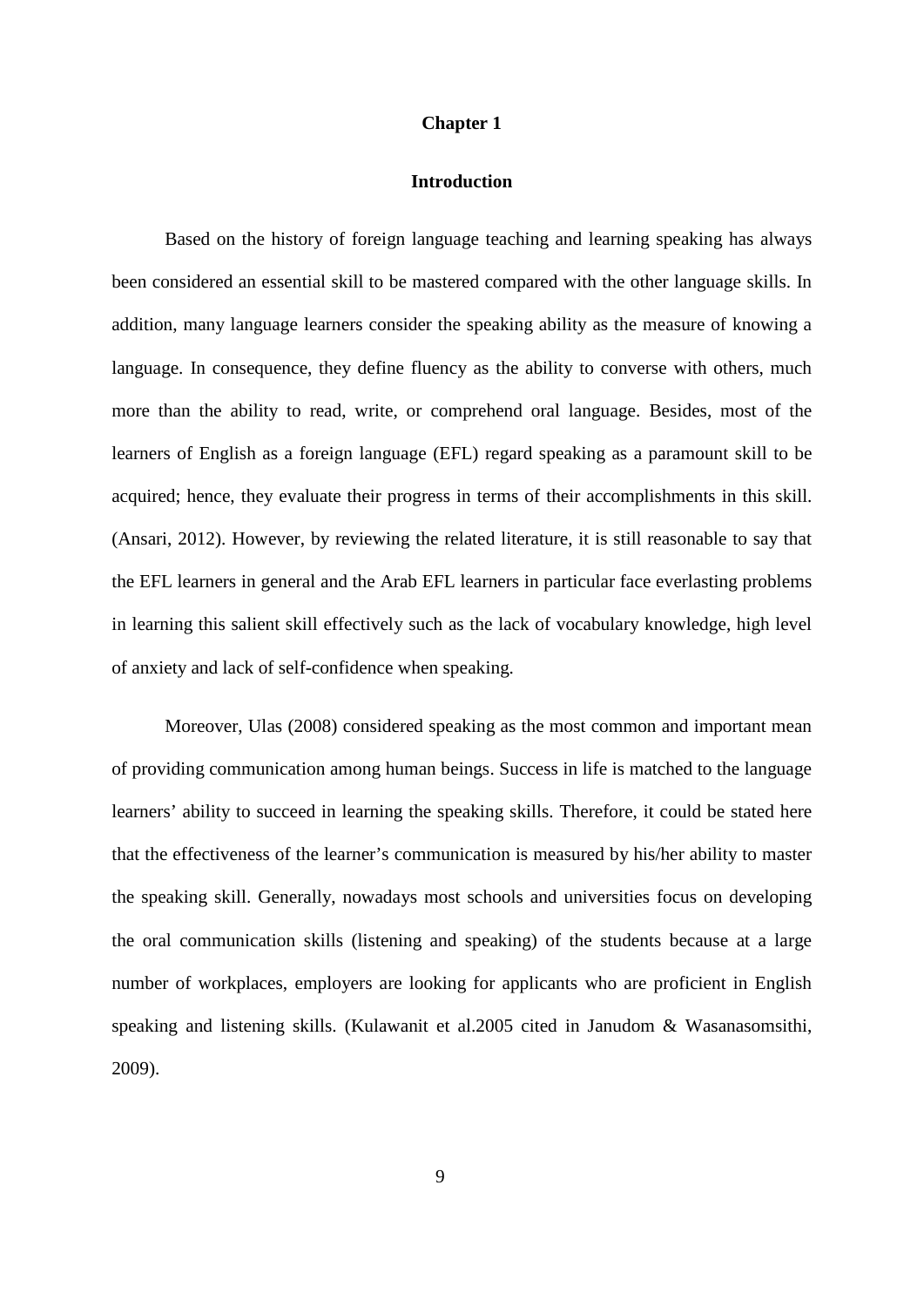# Chapter 1

## Introduction

Based on the history of foreign language teaching and learning speaking has always been considered an essential skill to be mastered compared with the other language skills. In addition, many language learners consider the speaking ability as the measure of knowing a language. In consequence, they define fluency as the ability to converse with others, much more than the ability to read, write, or comprehend oral language. Besides, most of the learners of English as a foreign language (EFL) regard speaking as a paramount skill to be acquired; hence, they evaluate their progress in terms of their accomplishments in this skill. (Ansari, 2012). However, by reviewing the related literature, it is still reasonable to say that the EFL learners in general and the Arab EFL learners in particular face everlasting problems in learning this salient skill effectively such as the lack of vocabulary knowledge, high level of anxiety and lack of self-confidence when speaking.

Moreover, Ulas (2008) considered speaking as the most common and important mean of providing communication among human beings. Success in life is matched to the language learners' ability to succeed in learning the speaking skills. Therefore, it could be stated here that the effectiveness of the learner's communication is measured by his/her ability to master the speaking skill. Generally, nowadays most schools and universities focus on developing the oral communication skills (listening and speaking) of the students because at a large number of workplaces, employers are looking for applicants who are proficient in English speaking and listening skills. (Kulawanit et al.2005 cited in Janudom & Wasanasomsithi, 2009).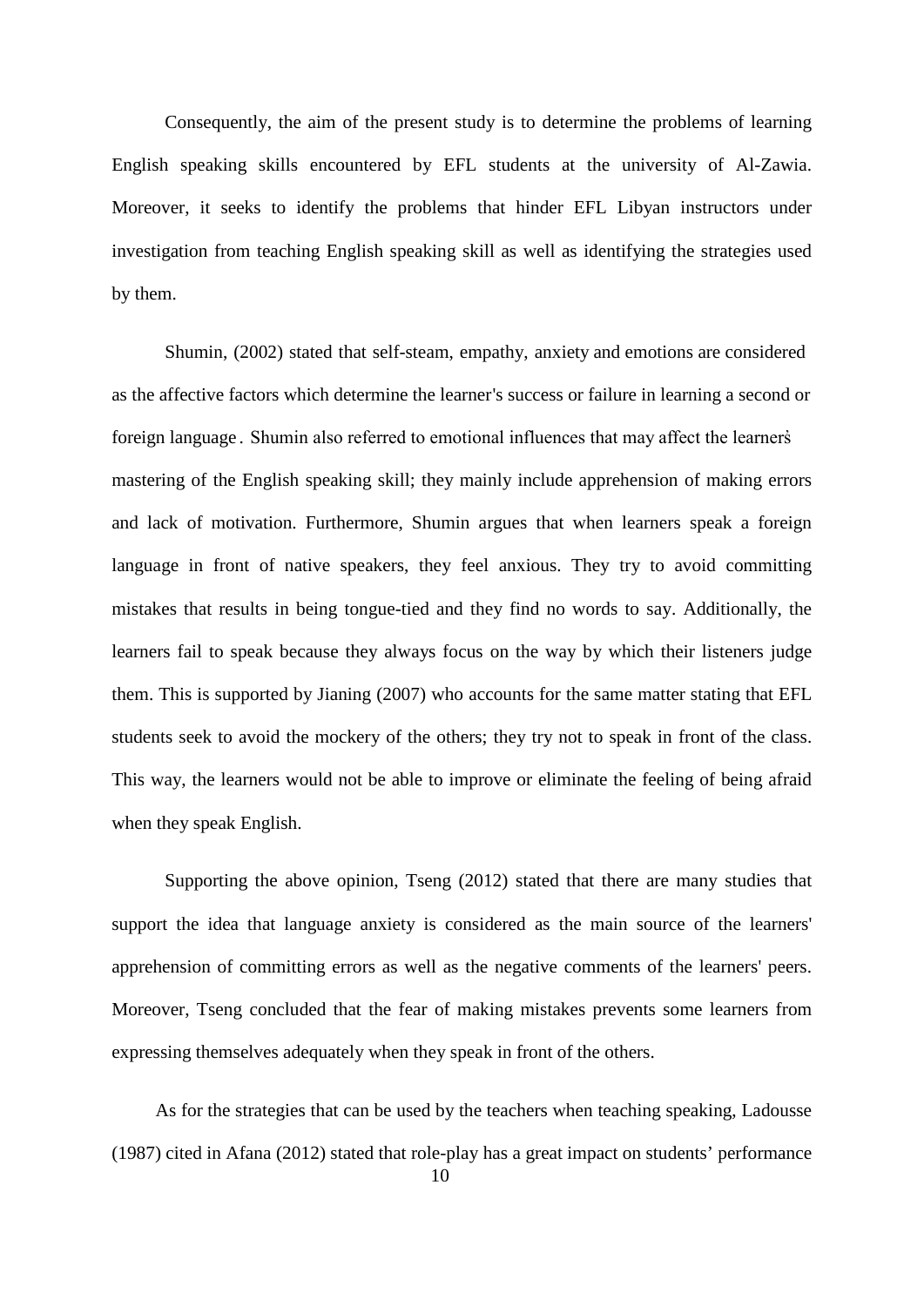Consequently, the aim of the present study is to determine the problems of learning English speaking skills encountered by EFL students at the university of Al-Zawia. Moreover, it seeks to identify the problems that hinder EFL Libyan instructors under investigation from teaching English speaking skill as well as identifying the strategies used by them.

Shumin, (2002) stated that self-steam, empathy, anxiety and emotions are considered as the affective factors which determine the learner's success or failure in learning a second or foreign language. Shumin also referred to emotional influences that may affect the learners' mastering of the English speaking skill; they mainly include apprehension of making errors and lack of motivation. Furthermore, Shumin argues that when learners speak a foreign language in front of native speakers, they feel anxious. They try to avoid committing mistakes that results in being tongue-tied and they find no words to say. Additionally, the learners fail to speak because they always focus on the way by which their listeners judge them. This is supported by Jianing (2007) who accounts for the same matter stating that EFL students seek to avoid the mockery of the others; they try not to speak in front of the class. This way, the learners would not be able to improve or eliminate the feeling of being afraid when they speak English.

Supporting the above opinion, Tseng (2012) stated that there are many studies that support the idea that language anxiety is considered as the main source of the learners' apprehension of committing errors as well as the negative comments of the learners' peers. Moreover, Tseng concluded that the fear of making mistakes prevents some learners from expressing themselves adequately when they speak in front of the others.

As for the strategies that can be used by the teachers when teaching speaking, Ladousse (1987) cited in Afana (2012) stated that role-play has a great impact on students' performance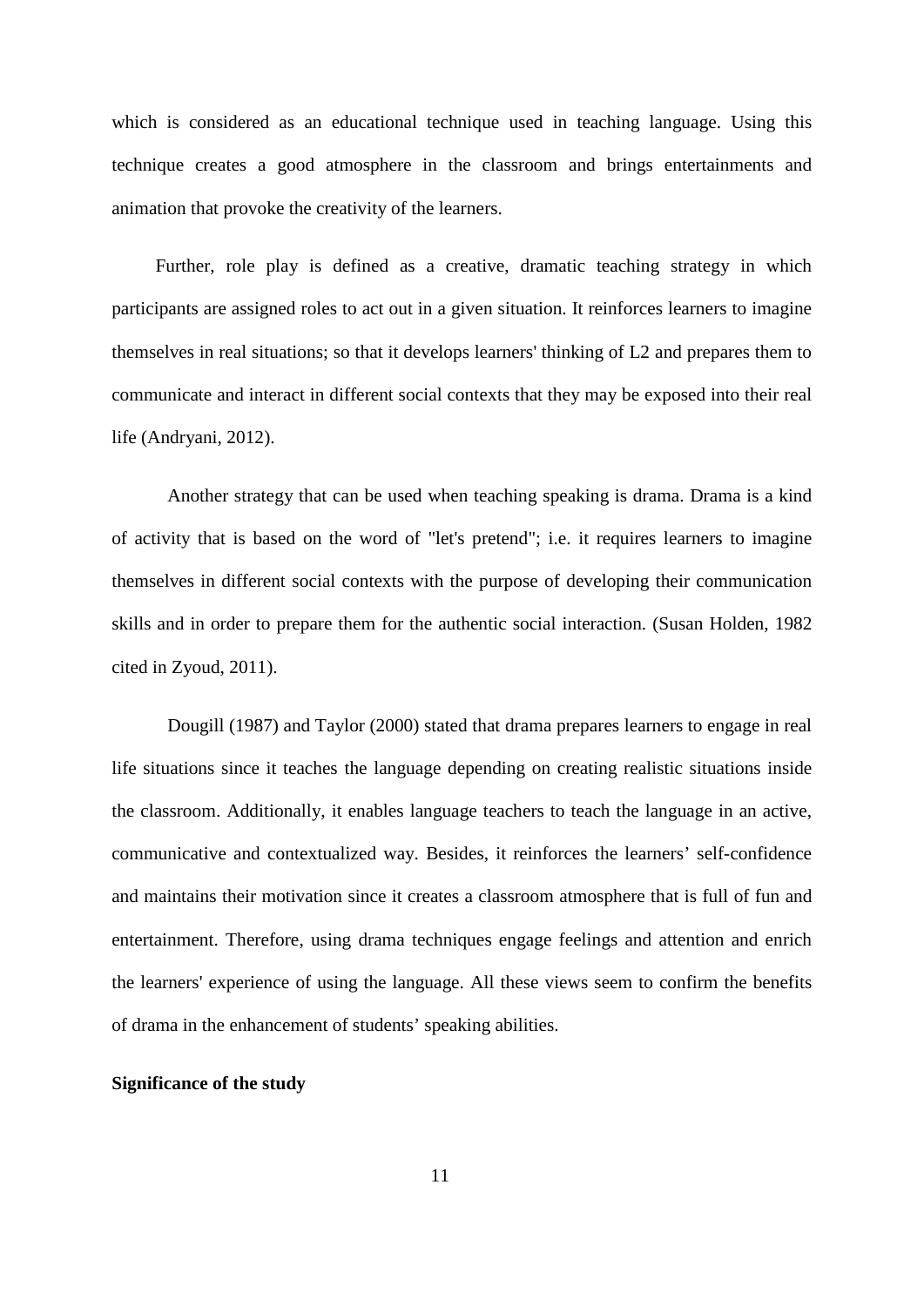which is considered as an educational technique used in teaching language. Using this technique creates a good atmosphere in the classroom and brings entertainments and animation that provoke the creativity of the learners.

Further, role play is defined as a creative, dramatic teaching strategy in which participants are assigned roles to act out in a given situation. It reinforces learners to imagine themselves in real situations; so that it develops learners' thinking of L2 and prepares them to communicate and interact in different social contexts that they may be exposed into their real life (Andryani, 2012).

Another strategy that can be used when teaching speaking is drama. Drama is a kind of activity that is based on the word of "let's pretend"; i.e. it requires learners to imagine themselves in different social contexts with the purpose of developing their communication skills and in order to prepare them for the authentic social interaction. (Susan Holden, 1982 cited in Zyoud, 2011).

Dougill (1987) and Taylor (2000) stated that drama prepares learners to engage in real life situations since it teaches the language depending on creating realistic situations inside the classroom. Additionally, it enables language teachers to teach the language in an active, communicative and contextualized way. Besides, it reinforces the learners' self-confidence and maintains their motivation since it creates a classroom atmosphere that is full of fun and entertainment. Therefore, using drama techniques engage feelings and attention and enrich the learners' experience of using the language. All these views seem to confirm the benefits of drama in the enhancement of students' speaking abilities.

**Significance of the study**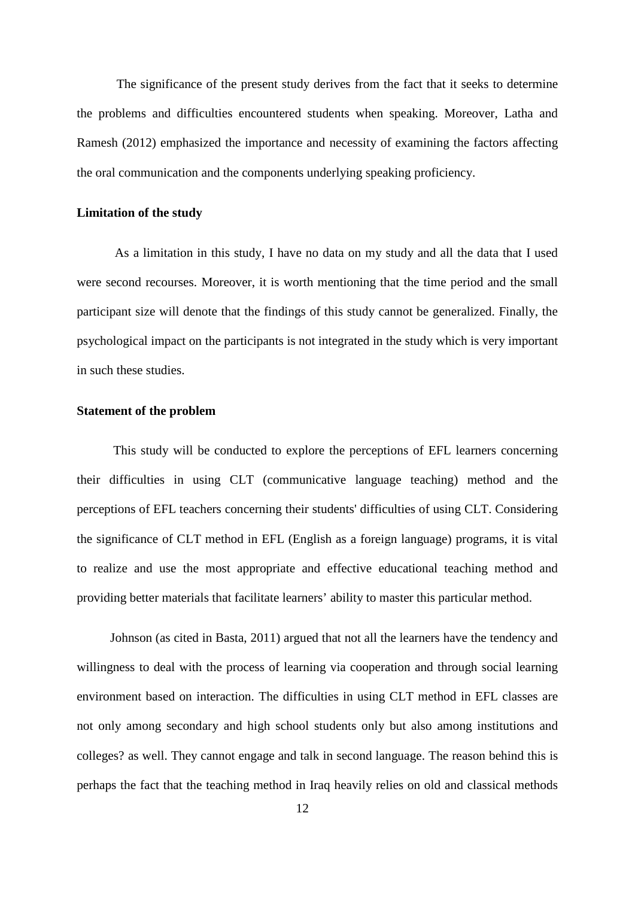The significance of the present study derives from the fact that it seeks to determine the problems and difficulties encountered students when speaking. Moreover, Latha and Ramesh (2012) emphasized the importance and necessity of examining the factors affecting the oral communication and the components underlying speaking proficiency.

**Limitation of the study**

As a limitation in this study, I have no data on my study and all the data that I used were second recourses. Moreover, it is worth mentioning that the time period and the small participant size will denote that the findings of this study cannot be generalized. Finally, the psychological impact on the participants is not integrated in the study which is very important in such these studies.

**Statement of the problem**

This study will be conducted to explore the perceptions of EFL learners concerning their difficulties in using CLT (communicative language teaching) method and the perceptions of EFL teachers concerning their students' difficulties of using CLT. Considering the significance of CLT method in EFL (English as a foreign language) programs, it is vital to realize and use the most appropriate and effective educational teaching method and providing better materials that facilitate learners' ability to master this particular method.

Johnson (as cited in Basta, 2011) argued that not all the learners have the tendency and willingness to deal with the process of learning via cooperation and through social learning environment based on interaction. The difficulties in using CLT method in EFL classes are not only among secondary and high school students only but also among institutions and colleges? as well. They cannot engage and talk in second language. The reason behind this is perhaps the fact that the teaching method in Iraq heavily relies on old and classical methods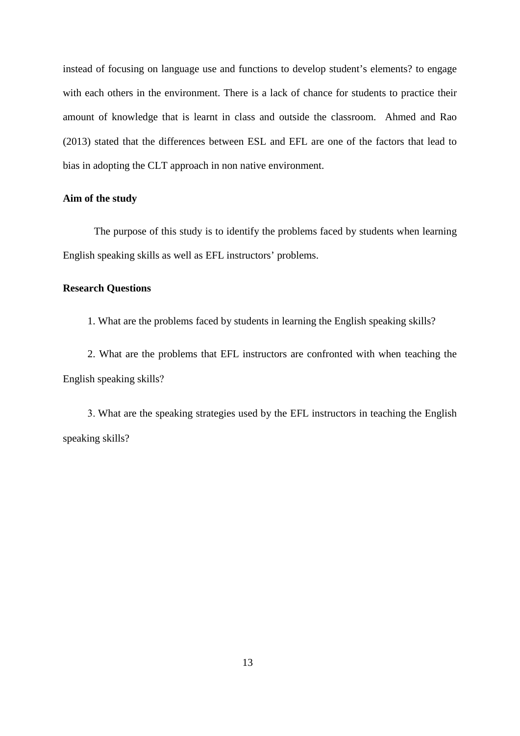instead of focusing on language use and functions to develop student's elements? to engage with each others in the environment. There is a lack of chance for students to practice their amount of knowledge that is learnt in class and outside the classroom. Ahmed and Rao (2013) stated that the differences between ESL and EFL are one of the factors that lead to bias in adopting the CLT approach in non native environment.

**Aim of the study**

The purpose of this study is to identify the problems faced by students when learning English speaking skills as well as EFL instructors' problems.

**Research Questions**

1. What are the problems faced by students in learning the English speaking skills?

2. What are the problems that EFL instructors are confronted with when teaching the English speaking skills?

3. What are the speaking strategies used by the EFL instructors in teaching the English speaking skills?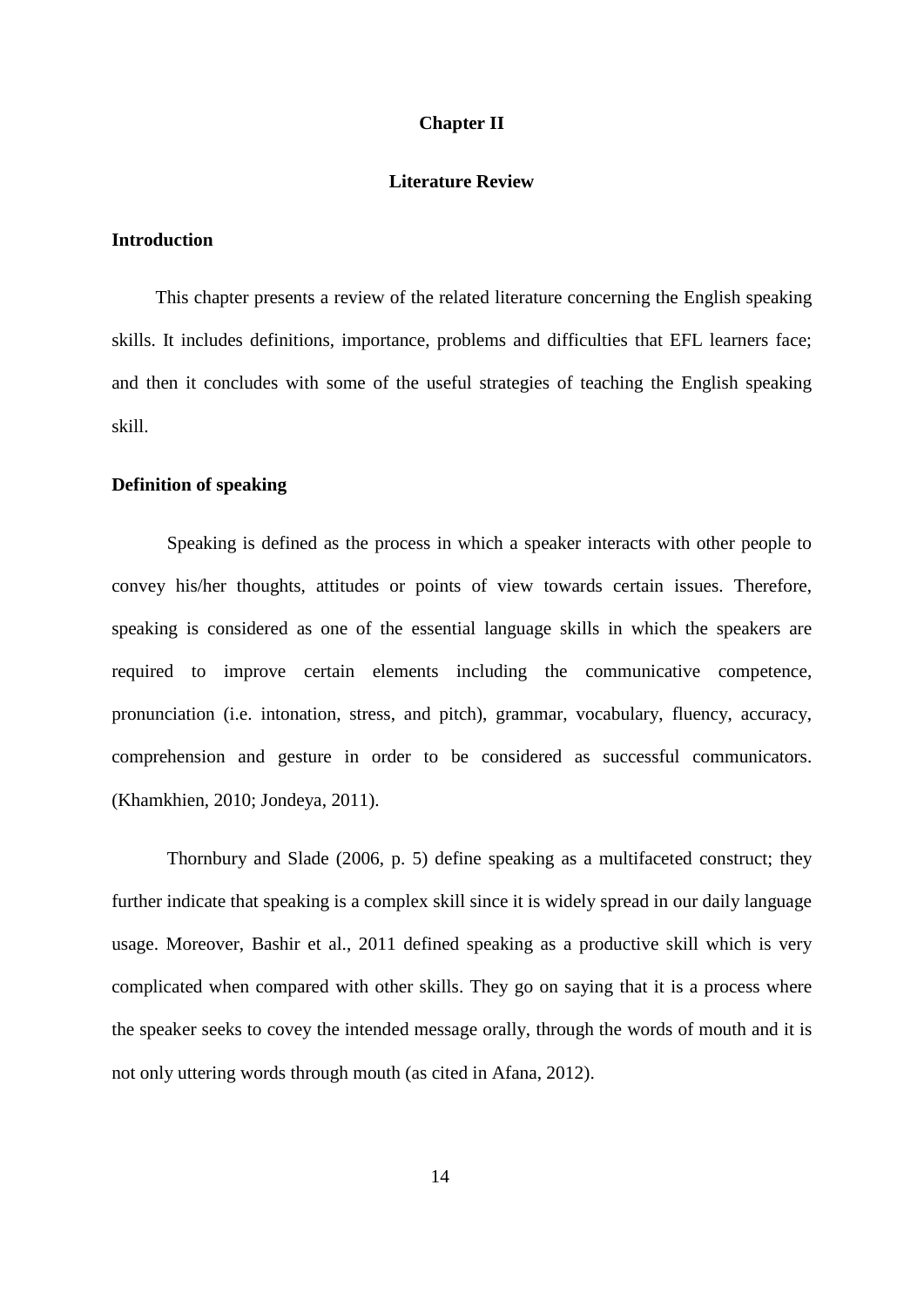# Chapter II

# Literature Review

## Introduction

This chapter presents a review of the related literature concerning the English speaking skills. It includes definitions, importance, problems and difficulties that EFL learners face; and then it concludes with some of the useful strategies of teaching the English speaking skill.

## Definition of speaking

Speaking is defined as the process in which a speaker interacts with other people to convey his/her thoughts, attitudes or points of view towards certain issues. Therefore, speaking is considered as one of the essential language skills in which the speakers are required to improve certain elements including the communicative competence, pronunciation (i.e. intonation, stress, and pitch), grammar, vocabulary, fluency, accuracy, comprehension and gesture in order to be considered as successful communicators. (Khamkhien, 2010; Jondeya, 2011).

Thornbury and Slade (2006, p. 5) define speaking as a multifaceted construct; they further indicate that speaking is a complex skill since it is widely spread in our daily language usage. Moreover, Bashir et al., 2011 defined speaking as a productive skill which is very complicated when compared with other skills. They go on saying that it is a process where the speaker seeks to covey the intended message orally, through the words of mouth and it is not only uttering words through mouth (as cited in Afana, 2012).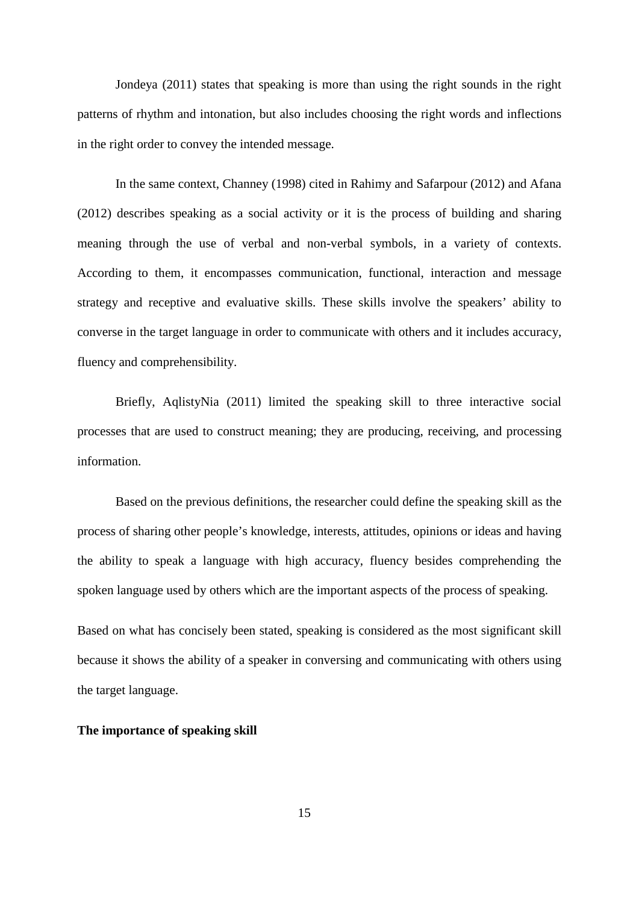Jondeya (2011) states that speaking is more than using the right sounds in the right patterns of rhythm and intonation, but also includes choosing the right words and inflections in the right order to convey the intended message.

In the same context, Channey (1998) cited in Rahimy and Safarpour (2012) and Afana (2012) describes speaking as a social activity or it is the process of building and sharing meaning through the use of verbal and non-verbal symbols, in a variety of contexts. According to them, it encompasses communication, functional, interaction and message strategy and receptive and evaluative skills. These skills involve the speakers' ability to converse in the target language in order to communicate with others and it includes accuracy, fluency and comprehensibility.

Briefly, AqlistyNia (2011) limited the speaking skill to three interactive social processes that are used to construct meaning; they are producing, receiving, and processing information.

Based on the previous definitions, the researcher could define the speaking skill as the process of sharing other people's knowledge, interests, attitudes, opinions or ideas and having the ability to speak a language with high accuracy, fluency besides comprehending the spoken language used by others which are the important aspects of the process of speaking.

Based on what has concisely been stated, speaking is considered as the most significant skill because it shows the ability of a speaker in conversing and communicating with others using the target language.

**The importance of speaking skill**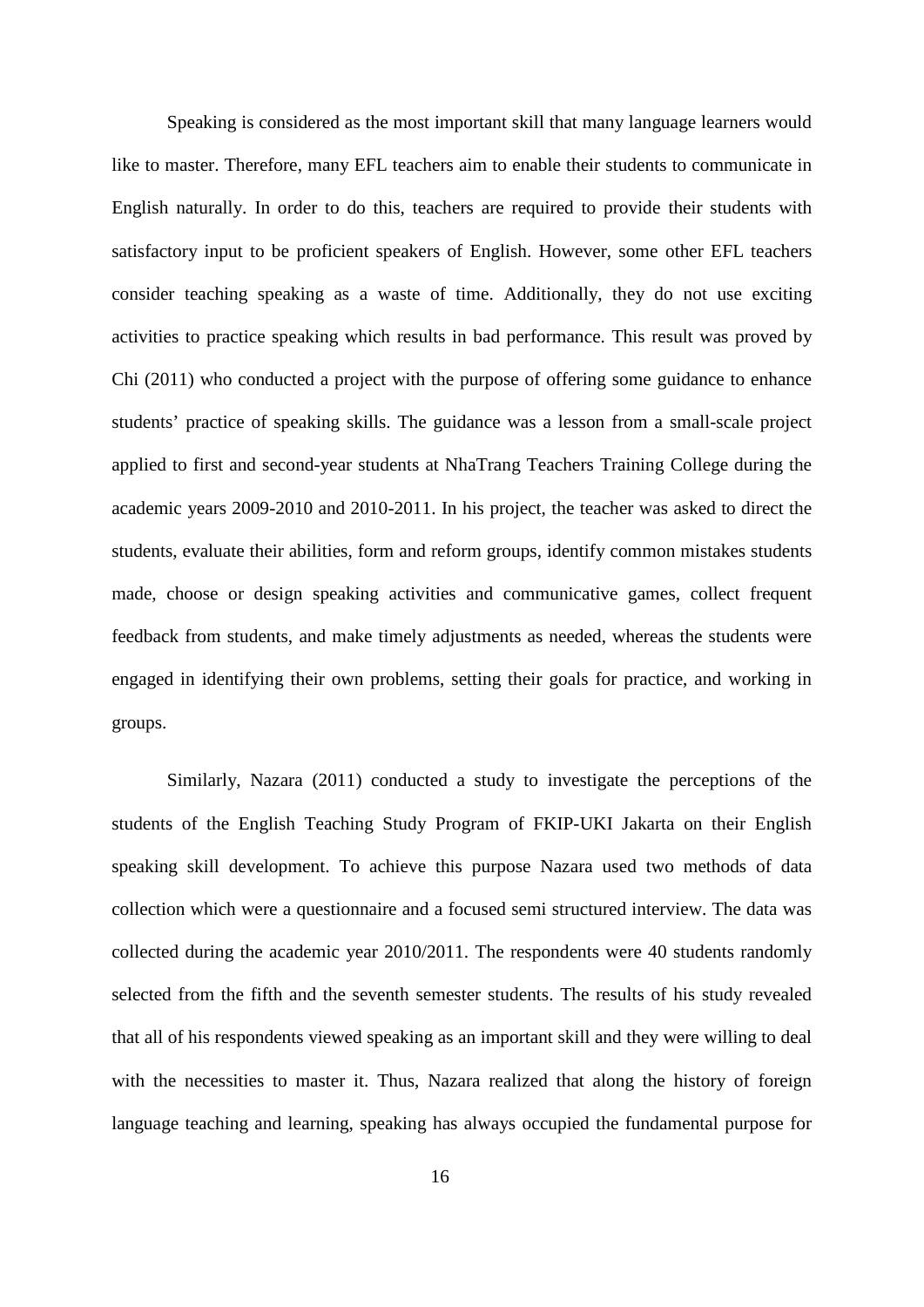Speaking is considered as the most important skill that many language learners would like to master. Therefore, many EFL teachers aim to enable their students to communicate in English naturally. In order to do this, teachers are required to provide their students with satisfactory input to be proficient speakers of English. However, some other EFL teachers consider teaching speaking as a waste of time. Additionally, they do not use exciting activities to practice speaking which results in bad performance. This result was proved by Chi (2011) who conducted a project with the purpose of offering some guidance to enhance students' practice of speaking skills. The guidance was a lesson from a small-scale project applied to first and second-year students at NhaTrang Teachers Training College during the academic years 2009-2010 and 2010-2011. In his project, the teacher was asked to direct the students, evaluate their abilities, form and reform groups, identify common mistakes students made, choose or design speaking activities and communicative games, collect frequent feedback from students, and make timely adjustments as needed, whereas the students were engaged in identifying their own problems, setting their goals for practice, and working in groups.

Similarly, Nazara (2011) conducted a study to investigate the perceptions of the students of the English Teaching Study Program of FKIP-UKI Jakarta on their English speaking skill development. To achieve this purpose Nazara used two methods of data collection which were a questionnaire and a focused semi structured interview. The data was collected during the academic year 2010/2011. The respondents were 40 students randomly selected from the fifth and the seventh semester students. The results of his study revealed that all of his respondents viewed speaking as an important skill and they were willing to deal with the necessities to master it. Thus, Nazara realized that along the history of foreign language teaching and learning, speaking has always occupied the fundamental purpose for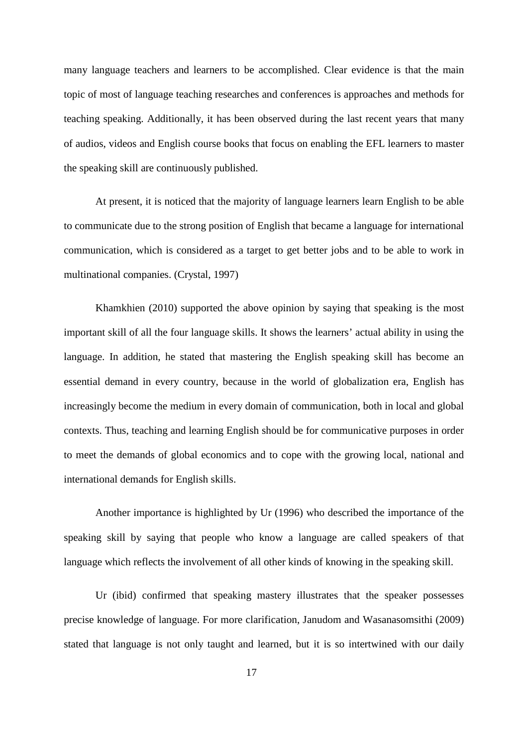many language teachers and learners to be accomplished. Clear evidence is that the main topic of most of language teaching researches and conferences is approaches and methods for teaching speaking. Additionally, it has been observed during the last recent years that many of audios, videos and English course books that focus on enabling the EFL learners to master the speaking skill are continuously published.

At present, it is noticed that the majority of language learners learn English to be able to communicate due to the strong position of English that became a language for international communication, which is considered as a target to get better jobs and to be able to work in multinational companies. (Crystal, 1997)

Khamkhien (2010) supported the above opinion by saying that speaking is the most important skill of all the four language skills. It shows the learners' actual ability in using the language. In addition, he stated that mastering the English speaking skill has become an essential demand in every country, because in the world of globalization era, English has increasingly become the medium in every domain of communication, both in local and global contexts. Thus, teaching and learning English should be for communicative purposes in order to meet the demands of global economics and to cope with the growing local, national and international demands for English skills.

Another importance is highlighted by Ur (1996) who described the importance of the speaking skill by saying that people who know a language are called speakers of that language which reflects the involvement of all other kinds of knowing in the speaking skill.

Ur (ibid) confirmed that speaking mastery illustrates that the speaker possesses precise knowledge of language. For more clarification, Janudom and Wasanasomsithi (2009) stated that language is not only taught and learned, but it is so intertwined with our daily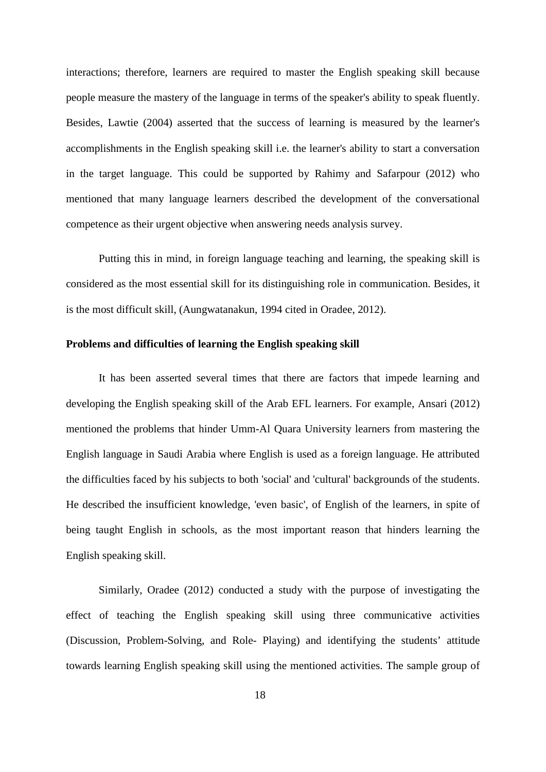interactions; therefore, learners are required to master the English speaking skill because people measure the mastery of the language in terms of the speaker's ability to speak fluently. Besides, Lawtie (2004) asserted that the success of learning is measured by the learner's accomplishments in the English speaking skill i.e. the learner's ability to start a conversation in the target language. This could be supported by Rahimy and Safarpour (2012) who mentioned that many language learners described the development of the conversational competence as their urgent objective when answering needs analysis survey.

Putting this in mind, in foreign language teaching and learning, the speaking skill is considered as the most essential skill for its distinguishing role in communication. Besides, it is the most difficult skill, (Aungwatanakun, 1994 cited in Oradee, 2012).

**Problems and difficulties of learning the English speaking skill**

It has been asserted several times that there are factors that impede learning and developing the English speaking skill of the Arab EFL learners. For example, Ansari (2012) mentioned the problems that hinder Umm-Al Quara University learners from mastering the English language in Saudi Arabia where English is used as a foreign language. He attributed the difficulties faced by his subjects to both 'social' and 'cultural' backgrounds of the students. He described the insufficient knowledge, 'even basic', of English of the learners, in spite of being taught English in schools, as the most important reason that hinders learning the English speaking skill.

Similarly, Oradee (2012) conducted a study with the purpose of investigating the effect of teaching the English speaking skill using three communicative activities (Discussion, Problem-Solving, and Role- Playing) and identifying the students' attitude towards learning English speaking skill using the mentioned activities. The sample group of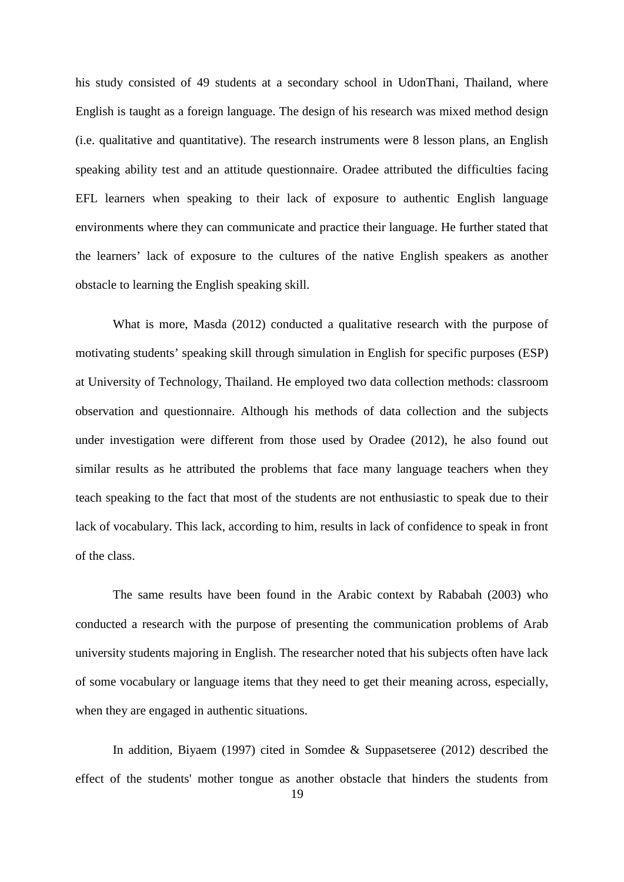his study consisted of 49 students at a secondary school in UdonThani, Thailand, where English is taught as a foreign language. The design of his research was mixed method design (i.e. qualitative and quantitative). The research instruments were 8 lesson plans, an English speaking ability test and an attitude questionnaire. Oradee attributed the difficulties facing EFL learners when speaking to their lack of exposure to authentic English language environments where they can communicate and practice their language. He further stated that the learners' lack of exposure to the cultures of the native English speakers as another obstacle to learning the English speaking skill.

What is more, Masda (2012) conducted a qualitative research with the purpose of motivating students' speaking skill through simulation in English for specific purposes (ESP) at University of Technology, Thailand. He employed two data collection methods: classroom observation and questionnaire. Although his methods of data collection and the subjects under investigation were different from those used by Oradee (2012), he also found out similar results as he attributed the problems that face many language teachers when they teach speaking to the fact that most of the students are not enthusiastic to speak due to their lack of vocabulary. This lack, according to him, results in lack of confidence to speak in front of the class.

The same results have been found in the Arabic context by Rababah (2003) who conducted a research with the purpose of presenting the communication problems of Arab university students majoring in English. The researcher noted that his subjects often have lack of some vocabulary or language items that they need to get their meaning across, especially, when they are engaged in authentic situations.

In addition, Biyaem (1997) cited in Somdee & Suppasetseree (2012) described the effect of the students' mother tongue as another obstacle that hinders the students from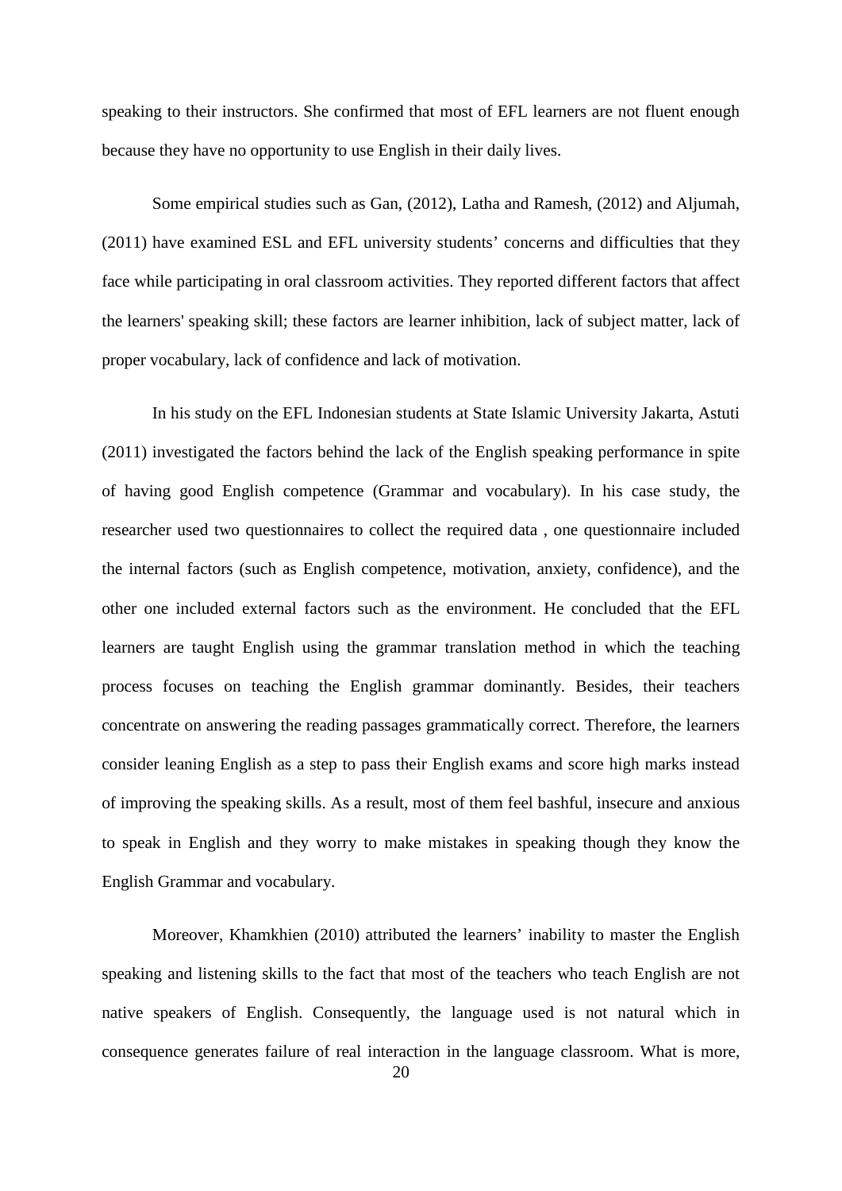speaking to their instructors. She confirmed that most of EFL learners are not fluent enough because they have no opportunity to use English in their daily lives.

Some empirical studies such as Gan, (2012), Latha and Ramesh, (2012) and Aljumah, (2011) have examined ESL and EFL university students' concerns and difficulties that they face while participating in oral classroom activities. They reported different factors that affect the learners' speaking skill; these factors are learner inhibition, lack of subject matter, lack of proper vocabulary, lack of confidence and lack of motivation.

In his study on the EFL Indonesian students at State Islamic University Jakarta, Astuti (2011) investigated the factors behind the lack of the English speaking performance in spite of having good English competence (Grammar and vocabulary). In his case study, the researcher used two questionnaires to collect the required data , one questionnaire included the internal factors (such as English competence, motivation, anxiety, confidence), and the other one included external factors such as the environment. He concluded that the EFL learners are taught English using the grammar translation method in which the teaching process focuses on teaching the English grammar dominantly. Besides, their teachers concentrate on answering the reading passages grammatically correct. Therefore, the learners consider leaning English as a step to pass their English exams and score high marks instead of improving the speaking skills. As a result, most of them feel bashful, insecure and anxious to speak in English and they worry to make mistakes in speaking though they know the English Grammar and vocabulary.

Moreover, Khamkhien (2010) attributed the learners' inability to master the English speaking and listening skills to the fact that most of the teachers who teach English are not native speakers of English. Consequently, the language used is not natural which in consequence generates failure of real interaction in the language classroom. What is more,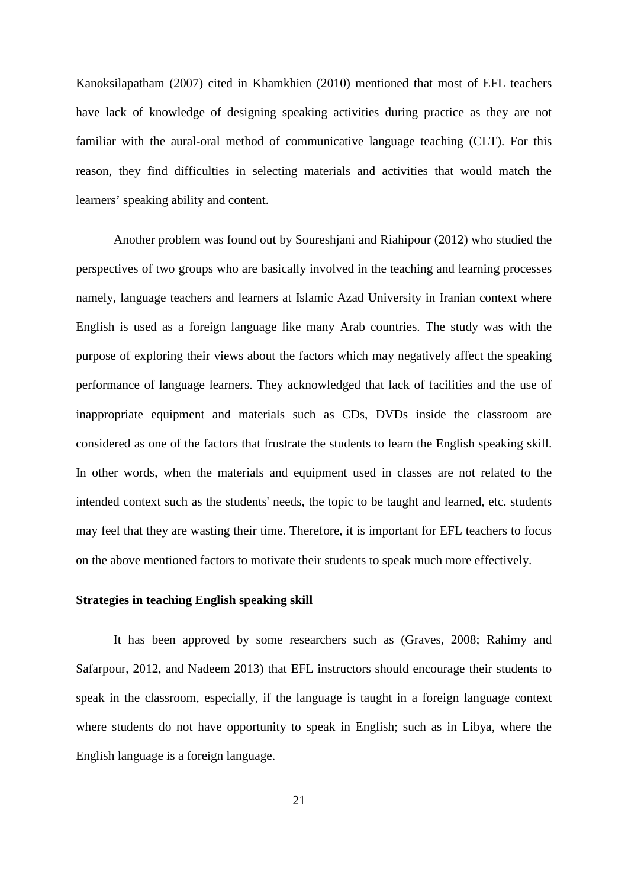Kanoksilapatham (2007) cited in Khamkhien (2010) mentioned that most of EFL teachers have lack of knowledge of designing speaking activities during practice as they are not familiar with the aural-oral method of communicative language teaching (CLT). For this reason, they find difficulties in selecting materials and activities that would match the learners' speaking ability and content.

Another problem was found out by Soureshjani and Riahipour (2012) who studied the perspectives of two groups who are basically involved in the teaching and learning processes namely, language teachers and learners at Islamic Azad University in Iranian context where English is used as a foreign language like many Arab countries. The study was with the purpose of exploring their views about the factors which may negatively affect the speaking performance of language learners. They acknowledged that lack of facilities and the use of inappropriate equipment and materials such as CDs, DVDs inside the classroom are considered as one of the factors that frustrate the students to learn the English speaking skill. In other words, when the materials and equipment used in classes are not related to the intended context such as the students' needs, the topic to be taught and learned, etc. students may feel that they are wasting their time. Therefore, it is important for EFL teachers to focus on the above mentioned factors to motivate their students to speak much more effectively.

**Strategies in teaching English speaking skill**

It has been approved by some researchers such as (Graves, 2008; Rahimy and Safarpour, 2012, and Nadeem 2013) that EFL instructors should encourage their students to speak in the classroom, especially, if the language is taught in a foreign language context where students do not have opportunity to speak in English; such as in Libya, where the English language is a foreign language.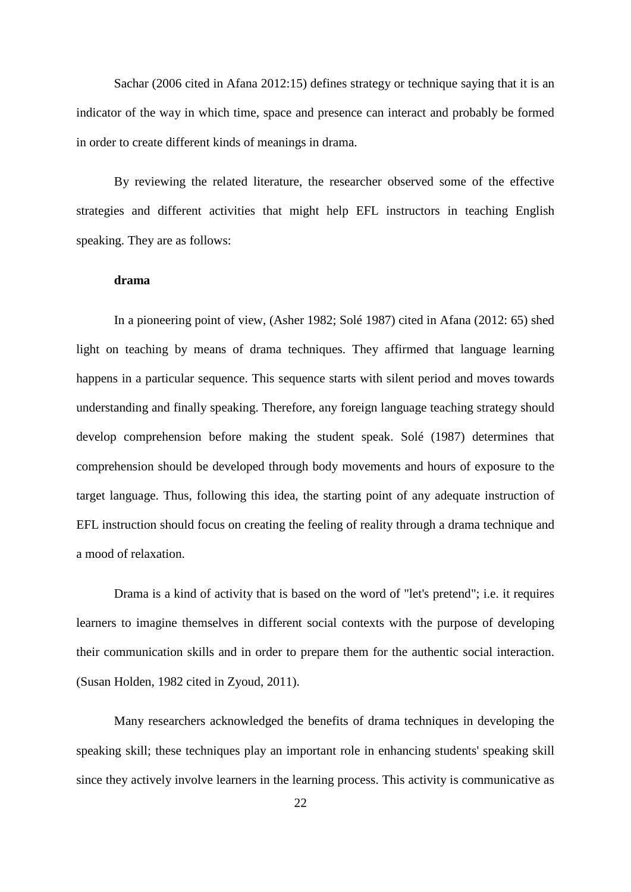Sachar (2006 cited in Afana 2012:15) defines strategy or technique saying that it is an indicator of the way in which time, space and presence can interact and probably be formed in order to create different kinds of meanings in drama.

By reviewing the related literature, the researcher observed some of the effective strategies and different activities that might help EFL instructors in teaching English speaking. They are as follows:

**drama**

In a pioneering point of view, (Asher 1982; Solé 1987) cited in Afana (2012: 65) shed light on teaching by means of drama techniques. They affirmed that language learning happens in a particular sequence. This sequence starts with silent period and moves towards understanding and finally speaking. Therefore, any foreign language teaching strategy should develop comprehension before making the student speak. Solé (1987) determines that comprehension should be developed through body movements and hours of exposure to the target language. Thus, following this idea, the starting point of any adequate instruction of EFL instruction should focus on creating the feeling of reality through a drama technique and a mood of relaxation.

Drama is a kind of activity that is based on the word of "let's pretend"; i.e. it requires learners to imagine themselves in different social contexts with the purpose of developing their communication skills and in order to prepare them for the authentic social interaction. (Susan Holden, 1982 cited in Zyoud, 2011).

Many researchers acknowledged the benefits of drama techniques in developing the speaking skill; these techniques play an important role in enhancing students' speaking skill since they actively involve learners in the learning process. This activity is communicative as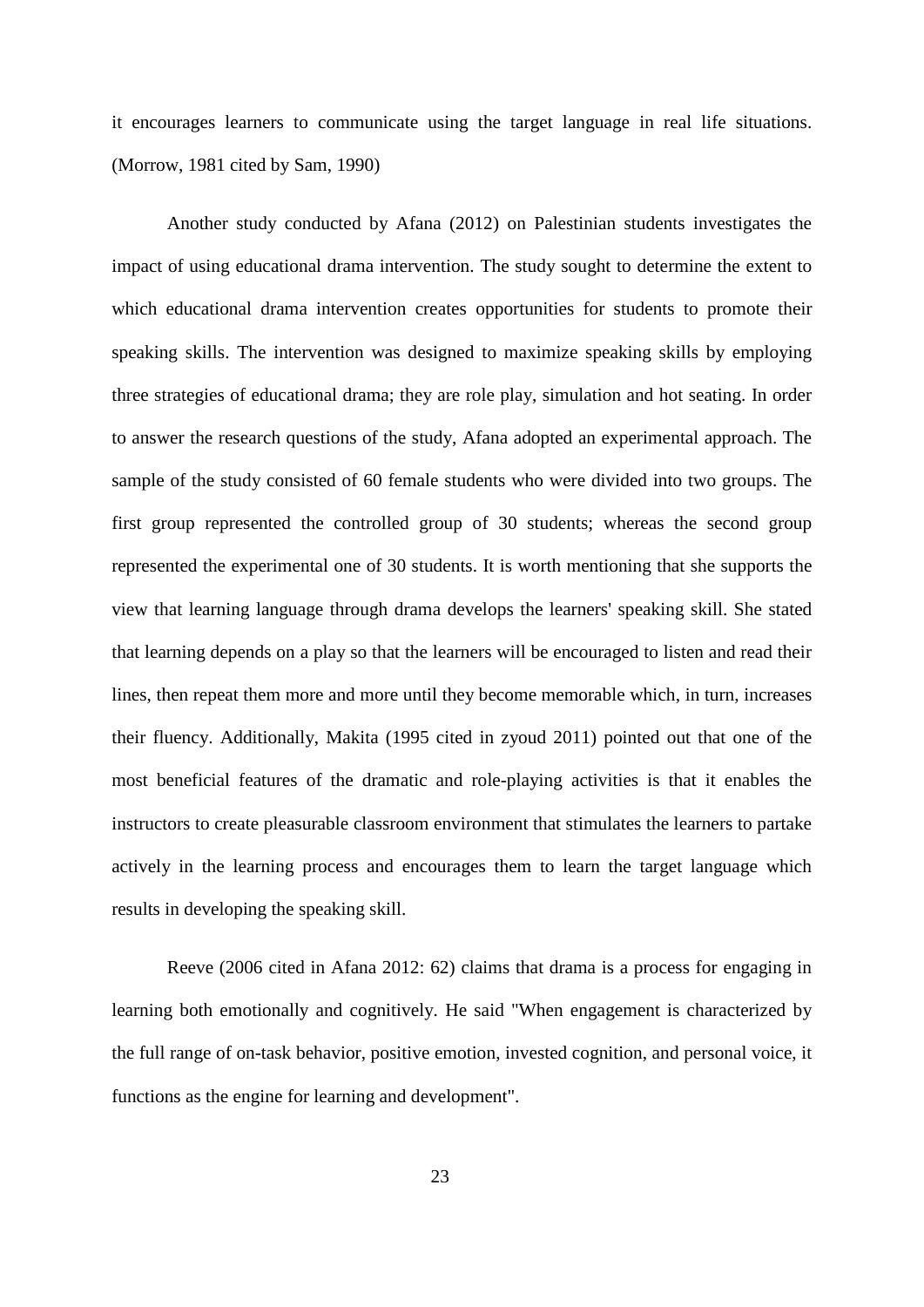it encourages learners to communicate using the target language in real life situations. (Morrow, 1981 cited by Sam, 1990)

Another study conducted by Afana (2012) on Palestinian students investigates the impact of using educational drama intervention. The study sought to determine the extent to which educational drama intervention creates opportunities for students to promote their speaking skills. The intervention was designed to maximize speaking skills by employing three strategies of educational drama; they are role play, simulation and hot seating. In order to answer the research questions of the study, Afana adopted an experimental approach. The sample of the study consisted of 60 female students who were divided into two groups. The first group represented the controlled group of 30 students; whereas the second group represented the experimental one of 30 students. It is worth mentioning that she supports the view that learning language through drama develops the learners' speaking skill. She stated that learning depends on a play so that the learners will be encouraged to listen and read their lines, then repeat them more and more until they become memorable which, in turn, increases their fluency. Additionally, Makita (1995 cited in zyoud 2011) pointed out that one of the most beneficial features of the dramatic and role-playing activities is that it enables the instructors to create pleasurable classroom environment that stimulates the learners to partake actively in the learning process and encourages them to learn the target language which results in developing the speaking skill.

Reeve (2006 cited in Afana 2012: 62) claims that drama is a process for engaging in learning both emotionally and cognitively. He said "When engagement is characterized by the full range of on-task behavior, positive emotion, invested cognition, and personal voice, it functions as the engine for learning and development".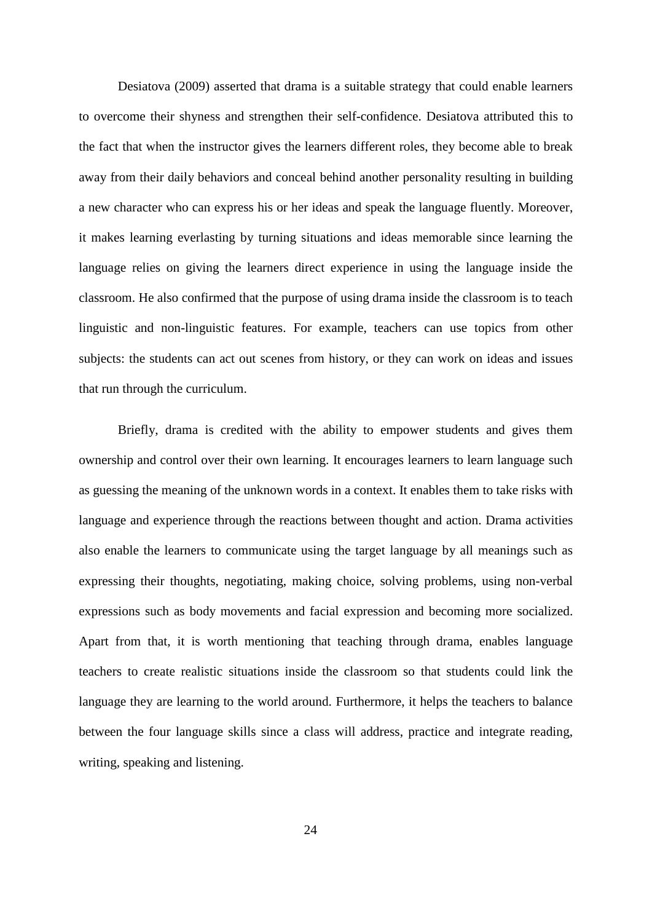Desiatova (2009) asserted that drama is a suitable strategy that could enable learners to overcome their shyness and strengthen their self-confidence. Desiatova attributed this to the fact that when the instructor gives the learners different roles, they become able to break away from their daily behaviors and conceal behind another personality resulting in building a new character who can express his or her ideas and speak the language fluently. Moreover, it makes learning everlasting by turning situations and ideas memorable since learning the language relies on giving the learners direct experience in using the language inside the classroom. He also confirmed that the purpose of using drama inside the classroom is to teach linguistic and non-linguistic features. For example, teachers can use topics from other subjects: the students can act out scenes from history, or they can work on ideas and issues that run through the curriculum.

Briefly, drama is credited with the ability to empower students and gives them ownership and control over their own learning. It encourages learners to learn language such as guessing the meaning of the unknown words in a context. It enables them to take risks with language and experience through the reactions between thought and action. Drama activities also enable the learners to communicate using the target language by all meanings such as expressing their thoughts, negotiating, making choice, solving problems, using non-verbal expressions such as body movements and facial expression and becoming more socialized. Apart from that, it is worth mentioning that teaching through drama, enables language teachers to create realistic situations inside the classroom so that students could link the language they are learning to the world around. Furthermore, it helps the teachers to balance between the four language skills since a class will address, practice and integrate reading, writing, speaking and listening.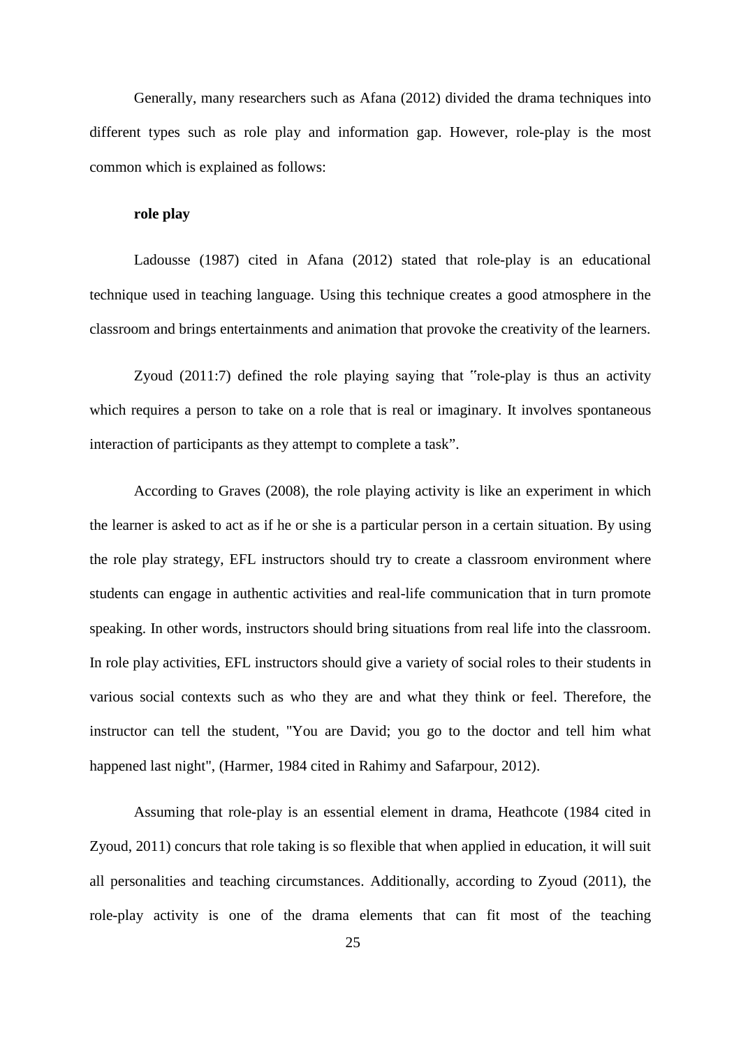Generally, many researchers such as Afana (2012) divided the drama techniques into different types such as role play and information gap. However, role-play is the most common which is explained as follows:

**role play**

Ladousse (1987) cited in Afana (2012) stated that role-play is an educational technique used in teaching language. Using this technique creates a good atmosphere in the classroom and brings entertainments and animation that provoke the creativity of the learners.

Zyoud (2011:7) defined the role playing saying that "role-play is thus an activity which requires a person to take on a role that is real or imaginary. It involves spontaneous interaction of participants as they attempt to complete a task".

According to Graves (2008), the role playing activity is like an experiment in which the learner is asked to act as if he or she is a particular person in a certain situation. By using the role play strategy, EFL instructors should try to create a classroom environment where students can engage in authentic activities and real-life communication that in turn promote speaking. In other words, instructors should bring situations from real life into the classroom. In role play activities, EFL instructors should give a variety of social roles to their students in various social contexts such as who they are and what they think or feel. Therefore, the instructor can tell the student, "You are David; you go to the doctor and tell him what happened last night", (Harmer, 1984 cited in Rahimy and Safarpour, 2012).

Assuming that role-play is an essential element in drama, Heathcote (1984 cited in Zyoud, 2011) concurs that role taking is so flexible that when applied in education, it will suit all personalities and teaching circumstances. Additionally, according to Zyoud (2011), the role-play activity is one of the drama elements that can fit most of the teaching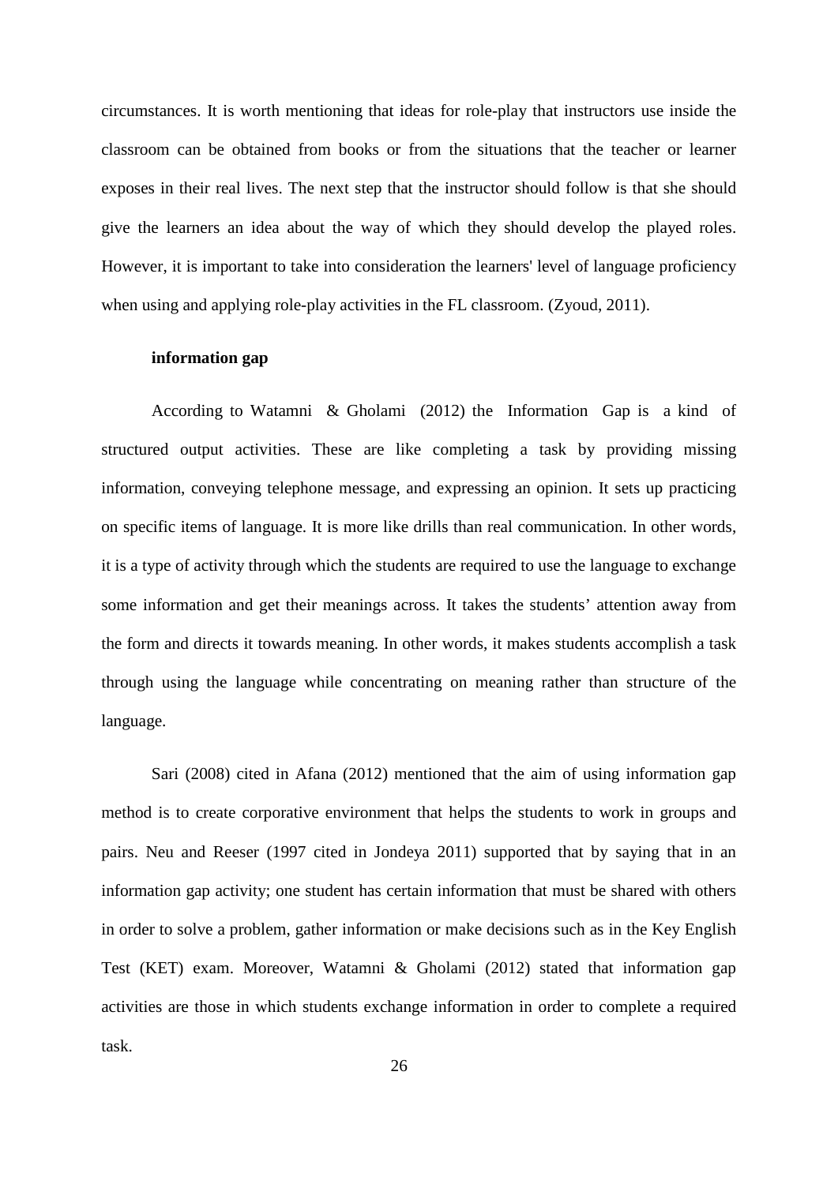circumstances. It is worth mentioning that ideas for role-play that instructors use inside the classroom can be obtained from books or from the situations that the teacher or learner exposes in their real lives. The next step that the instructor should follow is that she should give the learners an idea about the way of which they should develop the played roles. However, it is important to take into consideration the learners' level of language proficiency when using and applying role-play activities in the FL classroom. (Zyoud, 2011).

**information gap**

According to Watamni & Gholami (2012) the Information Gap is a kind of structured output activities. These are like completing a task by providing missing information, conveying telephone message, and expressing an opinion. It sets up practicing on specific items of language. It is more like drills than real communication. In other words, it is a type of activity through which the students are required to use the language to exchange some information and get their meanings across. It takes the students' attention away from the form and directs it towards meaning. In other words, it makes students accomplish a task through using the language while concentrating on meaning rather than structure of the language.

Sari (2008) cited in Afana (2012) mentioned that the aim of using information gap method is to create corporative environment that helps the students to work in groups and pairs. Neu and Reeser (1997 cited in Jondeya 2011) supported that by saying that in an information gap activity; one student has certain information that must be shared with others in order to solve a problem, gather information or make decisions such as in the Key English Test (KET) exam. Moreover, Watamni & Gholami (2012) stated that information gap activities are those in which students exchange information in order to complete a required task.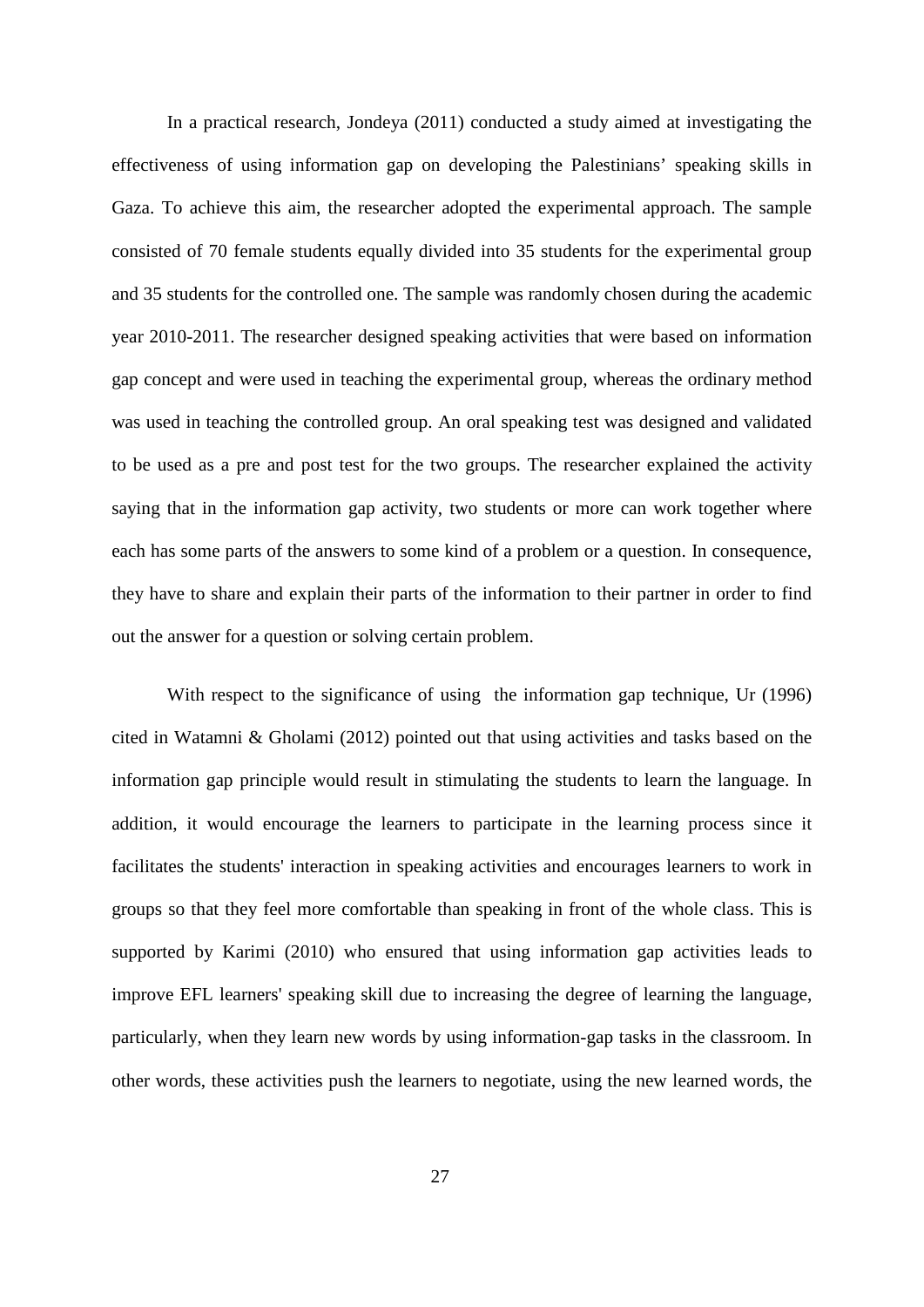In a practical research, Jondeya (2011) conducted a study aimed at investigating the effectiveness of using information gap on developing the Palestinians' speaking skills in Gaza. To achieve this aim, the researcher adopted the experimental approach. The sample consisted of 70 female students equally divided into 35 students for the experimental group and 35 students for the controlled one. The sample was randomly chosen during the academic year 2010-2011. The researcher designed speaking activities that were based on information gap concept and were used in teaching the experimental group, whereas the ordinary method was used in teaching the controlled group. An oral speaking test was designed and validated to be used as a pre and post test for the two groups. The researcher explained the activity saying that in the information gap activity, two students or more can work together where each has some parts of the answers to some kind of a problem or a question. In consequence, they have to share and explain their parts of the information to their partner in order to find out the answer for a question or solving certain problem.

With respect to the significance of using the information gap technique, Ur (1996) cited in Watamni & Gholami (2012) pointed out that using activities and tasks based on the information gap principle would result in stimulating the students to learn the language. In addition, it would encourage the learners to participate in the learning process since it facilitates the students' interaction in speaking activities and encourages learners to work in groups so that they feel more comfortable than speaking in front of the whole class. This is supported by Karimi (2010) who ensured that using information gap activities leads to improve EFL learners' speaking skill due to increasing the degree of learning the language, particularly, when they learn new words by using information-gap tasks in the classroom. In other words, these activities push the learners to negotiate, using the new learned words, the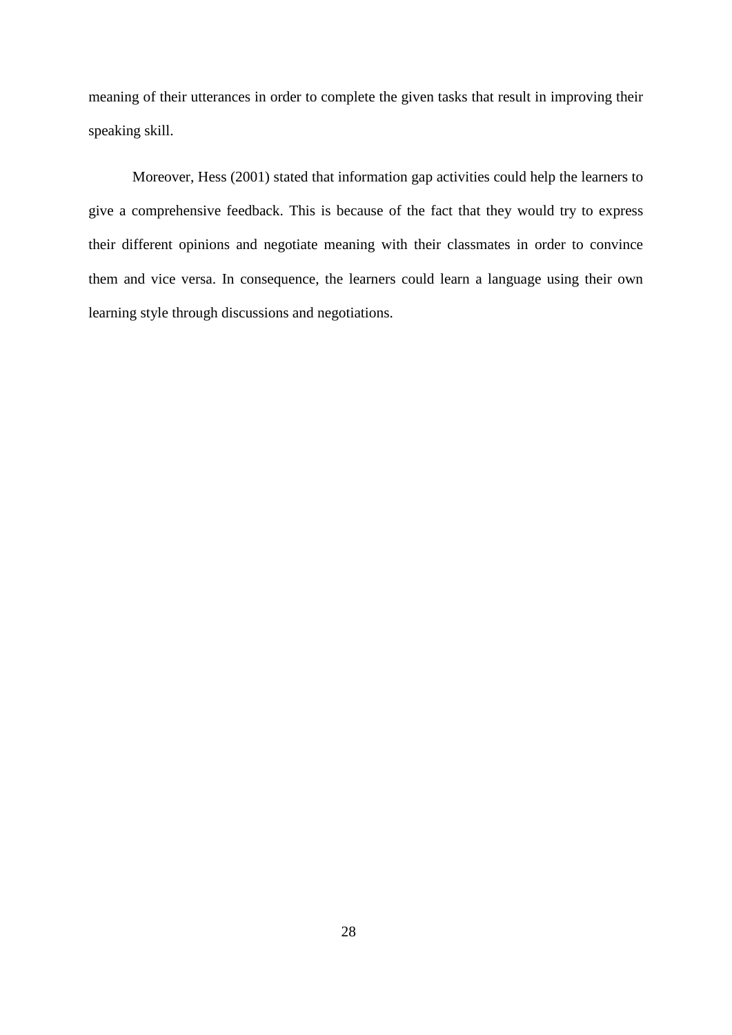meaning of their utterances in order to complete the given tasks that result in improving their speaking skill.

Moreover, Hess (2001) stated that information gap activities could help the learners to give a comprehensive feedback. This is because of the fact that they would try to express their different opinions and negotiate meaning with their classmates in order to convince them and vice versa. In consequence, the learners could learn a language using their own learning style through discussions and negotiations.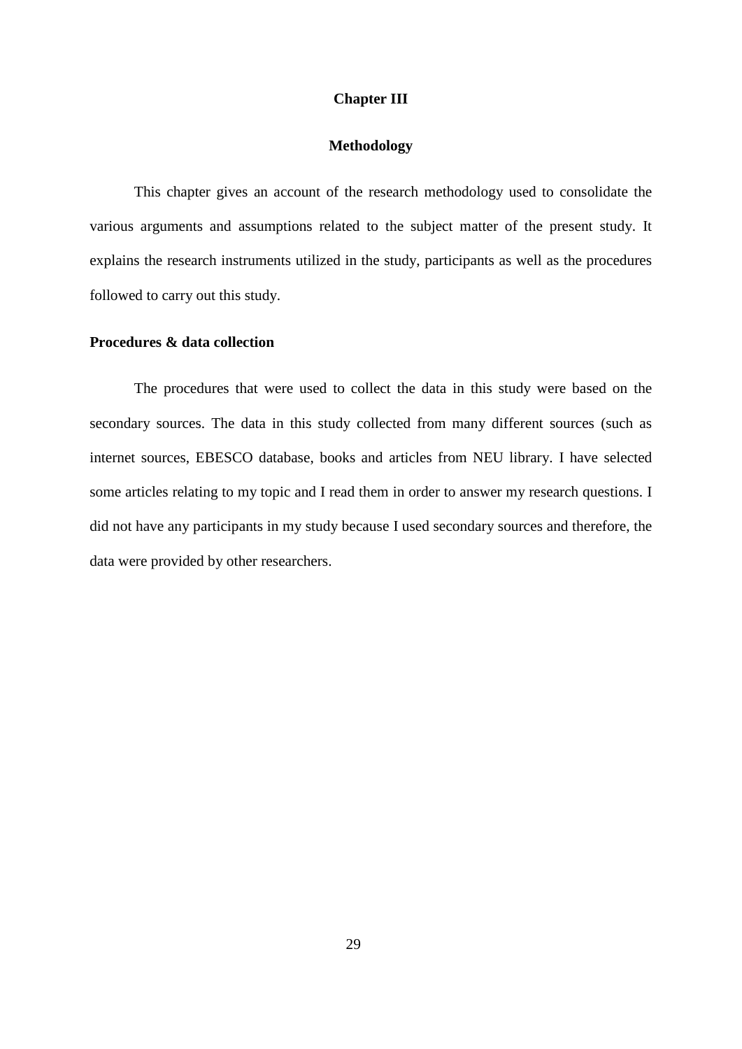# Chapter III

## Methodology

This chapter gives an account of the research methodology used to consolidate the various arguments and assumptions related to the subject matter of the present study. It explains the research instruments utilized in the study, participants as well as the procedures followed to carry out this study.

### Procedures & data collection

The procedures that were used to collect the data in this study were based on the secondary sources. The data in this study collected from many different sources (such as internet sources, EBESCO database, books and articles from NEU library. I have selected some articles relating to my topic and I read them in order to answer my research questions. I did not have any participants in my study because I used secondary sources and therefore, the data were provided by other researchers.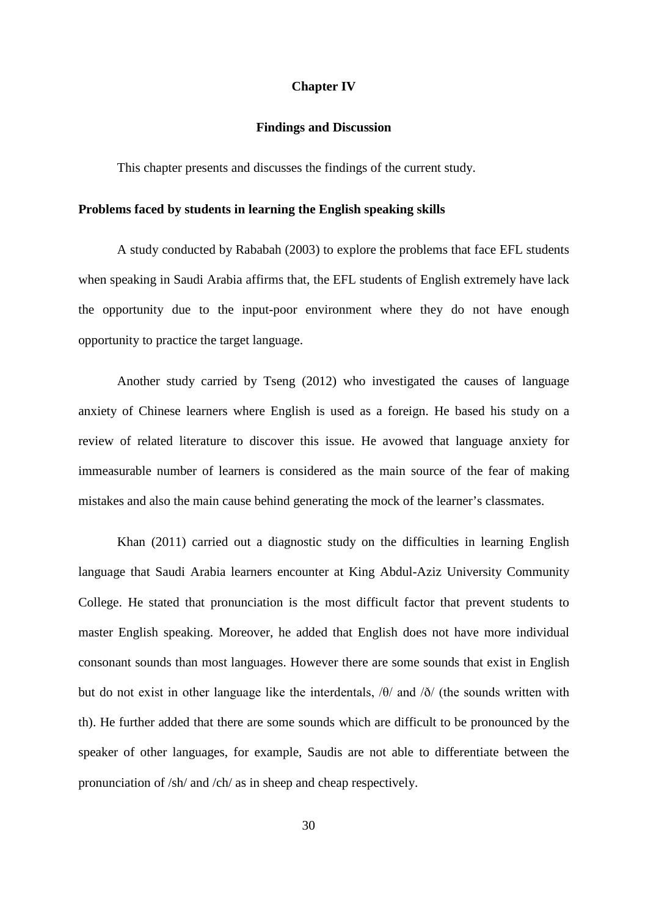# Chapter IV

## Findings and Discussion

This chapter presents and discusses the findings of the current study.

### Problems faced by students in learning the English speaking skills

A study conducted by Rababah (2003) to explore the problems that face EFL students when speaking in Saudi Arabia affirms that, the EFL students of English extremely have lack the opportunity due to the input-poor environment where they do not have enough opportunity to practice the target language.

Another study carried by Tseng (2012) who investigated the causes of language anxiety of Chinese learners where English is used as a foreign. He based his study on a review of related literature to discover this issue. He avowed that language anxiety for immeasurable number of learners is considered as the main source of the fear of making mistakes and also the main cause behind generating the mock of the learner's classmates.

Khan (2011) carried out a diagnostic study on the difficulties in learning English language that Saudi Arabia learners encounter at King Abdul-Aziz University Community College. He stated that pronunciation is the most difficult factor that prevent students to master English speaking. Moreover, he added that English does not have more individual consonant sounds than most languages. However there are some sounds that exist in English but do not exist in other language like the interdentals, /θ/ and /ð/ (the sounds written with th). He further added that there are some sounds which are difficult to be pronounced by the speaker of other languages, for example, Saudis are not able to differentiate between the pronunciation of /sh/ and /ch/ as in sheep and cheap respectively.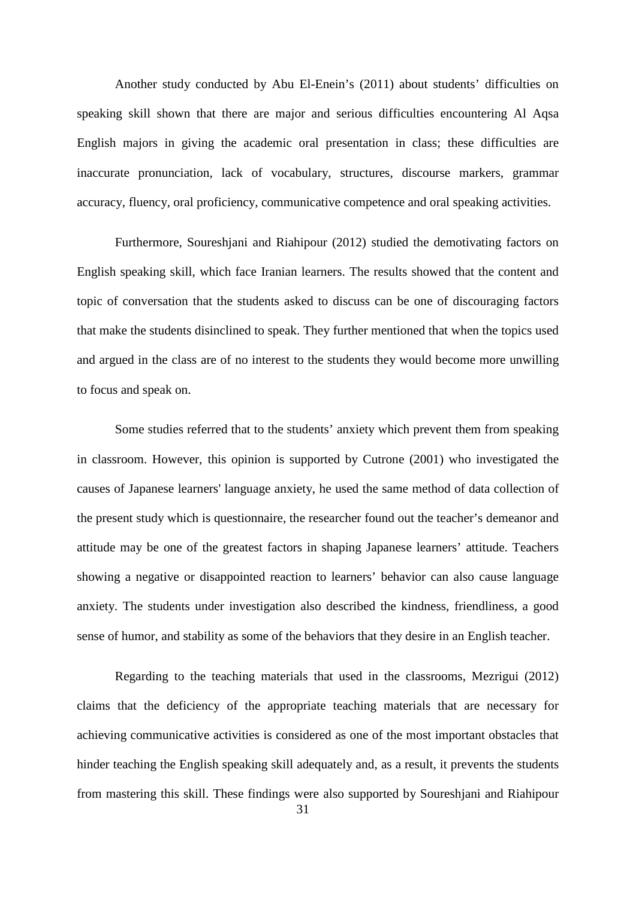Another study conducted by Abu El-Enein's (2011) about students' difficulties on speaking skill shown that there are major and serious difficulties encountering Al Aqsa English majors in giving the academic oral presentation in class; these difficulties are inaccurate pronunciation, lack of vocabulary, structures, discourse markers, grammar accuracy, fluency, oral proficiency, communicative competence and oral speaking activities.

Furthermore, Soureshjani and Riahipour (2012) studied the demotivating factors on English speaking skill, which face Iranian learners. The results showed that the content and topic of conversation that the students asked to discuss can be one of discouraging factors that make the students disinclined to speak. They further mentioned that when the topics used and argued in the class are of no interest to the students they would become more unwilling to focus and speak on.

Some studies referred that to the students' anxiety which prevent them from speaking in classroom. However, this opinion is supported by Cutrone (2001) who investigated the causes of Japanese learners' language anxiety, he used the same method of data collection of the present study which is questionnaire, the researcher found out the teacher's demeanor and attitude may be one of the greatest factors in shaping Japanese learners' attitude. Teachers showing a negative or disappointed reaction to learners' behavior can also cause language anxiety. The students under investigation also described the kindness, friendliness, a good sense of humor, and stability as some of the behaviors that they desire in an English teacher.

Regarding to the teaching materials that used in the classrooms, Mezrigui (2012) claims that the deficiency of the appropriate teaching materials that are necessary for achieving communicative activities is considered as one of the most important obstacles that hinder teaching the English speaking skill adequately and, as a result, it prevents the students from mastering this skill. These findings were also supported by Soureshjani and Riahipour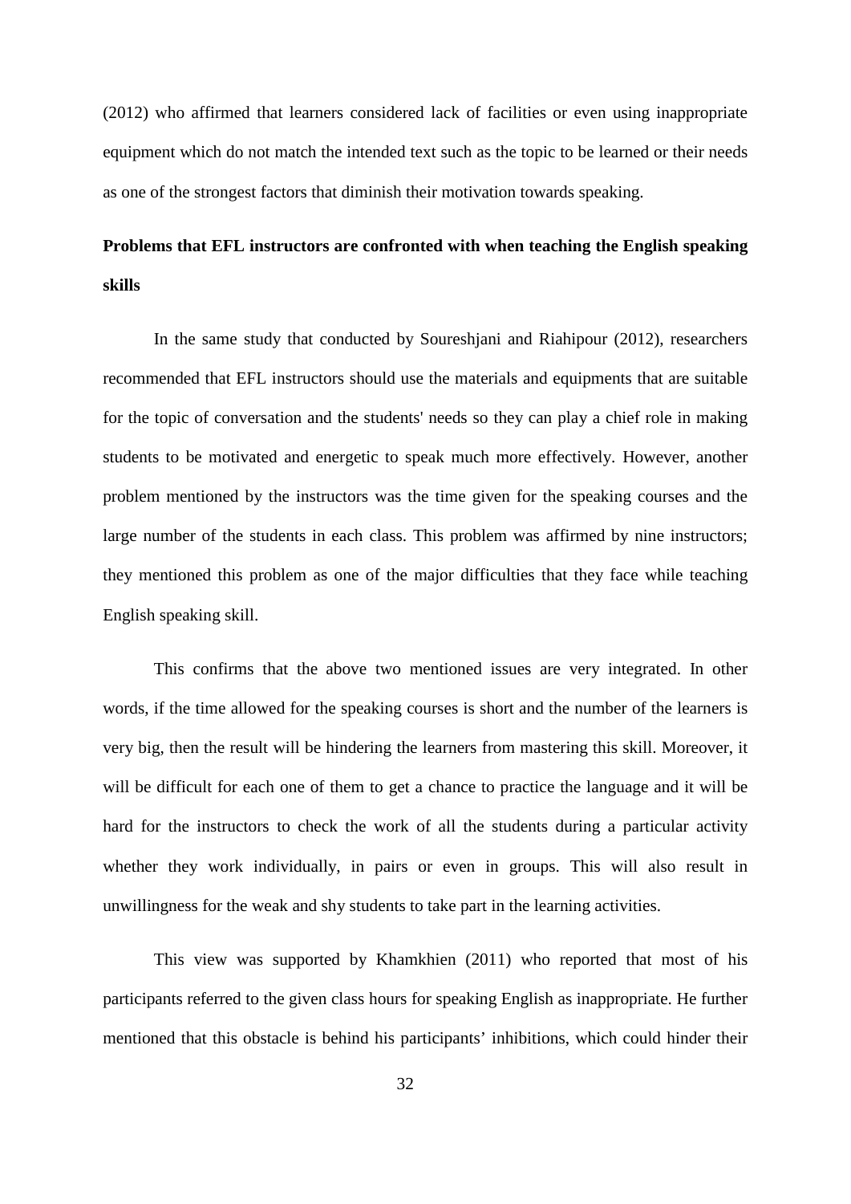(2012) who affirmed that learners considered lack of facilities or even using inappropriate equipment which do not match the intended text such as the topic to be learned or their needs as one of the strongest factors that diminish their motivation towards speaking.

**Problems that EFL instructors are confronted with when teaching the English speaking skills**

In the same study that conducted by Soureshjani and Riahipour (2012), researchers recommended that EFL instructors should use the materials and equipments that are suitable for the topic of conversation and the students' needs so they can play a chief role in making students to be motivated and energetic to speak much more effectively. However, another problem mentioned by the instructors was the time given for the speaking courses and the large number of the students in each class. This problem was affirmed by nine instructors; they mentioned this problem as one of the major difficulties that they face while teaching English speaking skill.

This confirms that the above two mentioned issues are very integrated. In other words, if the time allowed for the speaking courses is short and the number of the learners is very big, then the result will be hindering the learners from mastering this skill. Moreover, it will be difficult for each one of them to get a chance to practice the language and it will be hard for the instructors to check the work of all the students during a particular activity whether they work individually, in pairs or even in groups. This will also result in unwillingness for the weak and shy students to take part in the learning activities.

This view was supported by Khamkhien (2011) who reported that most of his participants referred to the given class hours for speaking English as inappropriate. He further mentioned that this obstacle is behind his participants' inhibitions, which could hinder their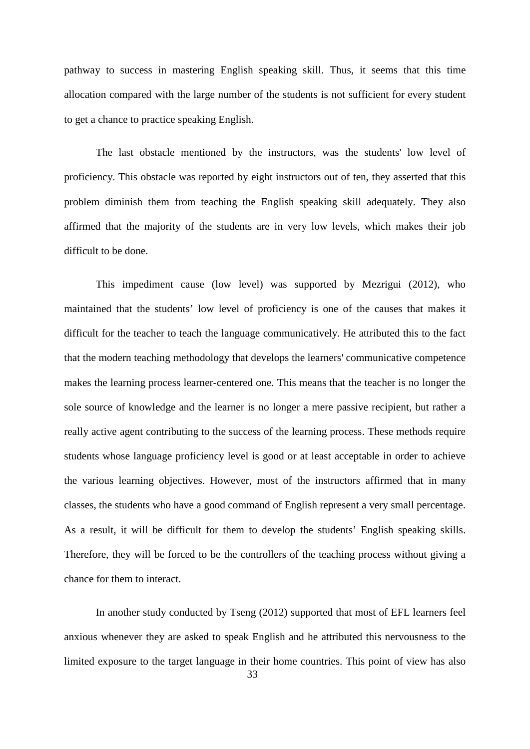pathway to success in mastering English speaking skill. Thus, it seems that this time allocation compared with the large number of the students is not sufficient for every student to get a chance to practice speaking English.

The last obstacle mentioned by the instructors, was the students' low level of proficiency. This obstacle was reported by eight instructors out of ten, they asserted that this problem diminish them from teaching the English speaking skill adequately. They also affirmed that the majority of the students are in very low levels, which makes their job difficult to be done.

This impediment cause (low level) was supported by Mezrigui (2012), who maintained that the students' low level of proficiency is one of the causes that makes it difficult for the teacher to teach the language communicatively. He attributed this to the fact that the modern teaching methodology that develops the learners' communicative competence makes the learning process learner-centered one. This means that the teacher is no longer the sole source of knowledge and the learner is no longer a mere passive recipient, but rather a really active agent contributing to the success of the learning process. These methods require students whose language proficiency level is good or at least acceptable in order to achieve the various learning objectives. However, most of the instructors affirmed that in many classes, the students who have a good command of English represent a very small percentage. As a result, it will be difficult for them to develop the students' English speaking skills. Therefore, they will be forced to be the controllers of the teaching process without giving a chance for them to interact.

In another study conducted by Tseng (2012) supported that most of EFL learners feel anxious whenever they are asked to speak English and he attributed this nervousness to the limited exposure to the target language in their home countries. This point of view has also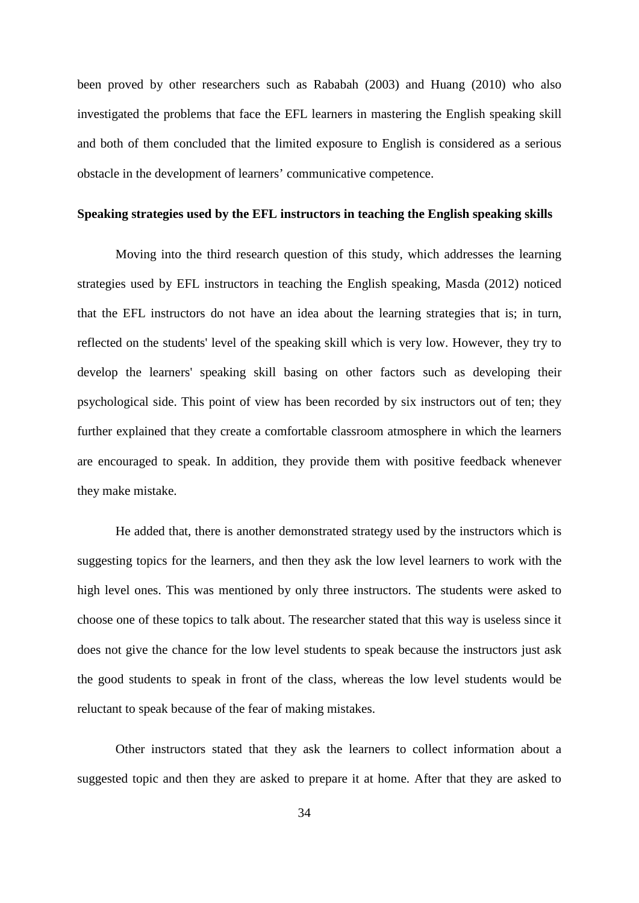been proved by other researchers such as Rababah (2003) and Huang (2010) who also investigated the problems that face the EFL learners in mastering the English speaking skill and both of them concluded that the limited exposure to English is considered as a serious obstacle in the development of learners' communicative competence.

**Speaking strategies used by the EFL instructors in teaching the English speaking skills**

Moving into the third research question of this study, which addresses the learning strategies used by EFL instructors in teaching the English speaking, Masda (2012) noticed that the EFL instructors do not have an idea about the learning strategies that is; in turn, reflected on the students' level of the speaking skill which is very low. However, they try to develop the learners' speaking skill basing on other factors such as developing their psychological side. This point of view has been recorded by six instructors out of ten; they further explained that they create a comfortable classroom atmosphere in which the learners are encouraged to speak. In addition, they provide them with positive feedback whenever they make mistake.

He added that, there is another demonstrated strategy used by the instructors which is suggesting topics for the learners, and then they ask the low level learners to work with the high level ones. This was mentioned by only three instructors. The students were asked to choose one of these topics to talk about. The researcher stated that this way is useless since it does not give the chance for the low level students to speak because the instructors just ask the good students to speak in front of the class, whereas the low level students would be reluctant to speak because of the fear of making mistakes.

Other instructors stated that they ask the learners to collect information about a suggested topic and then they are asked to prepare it at home. After that they are asked to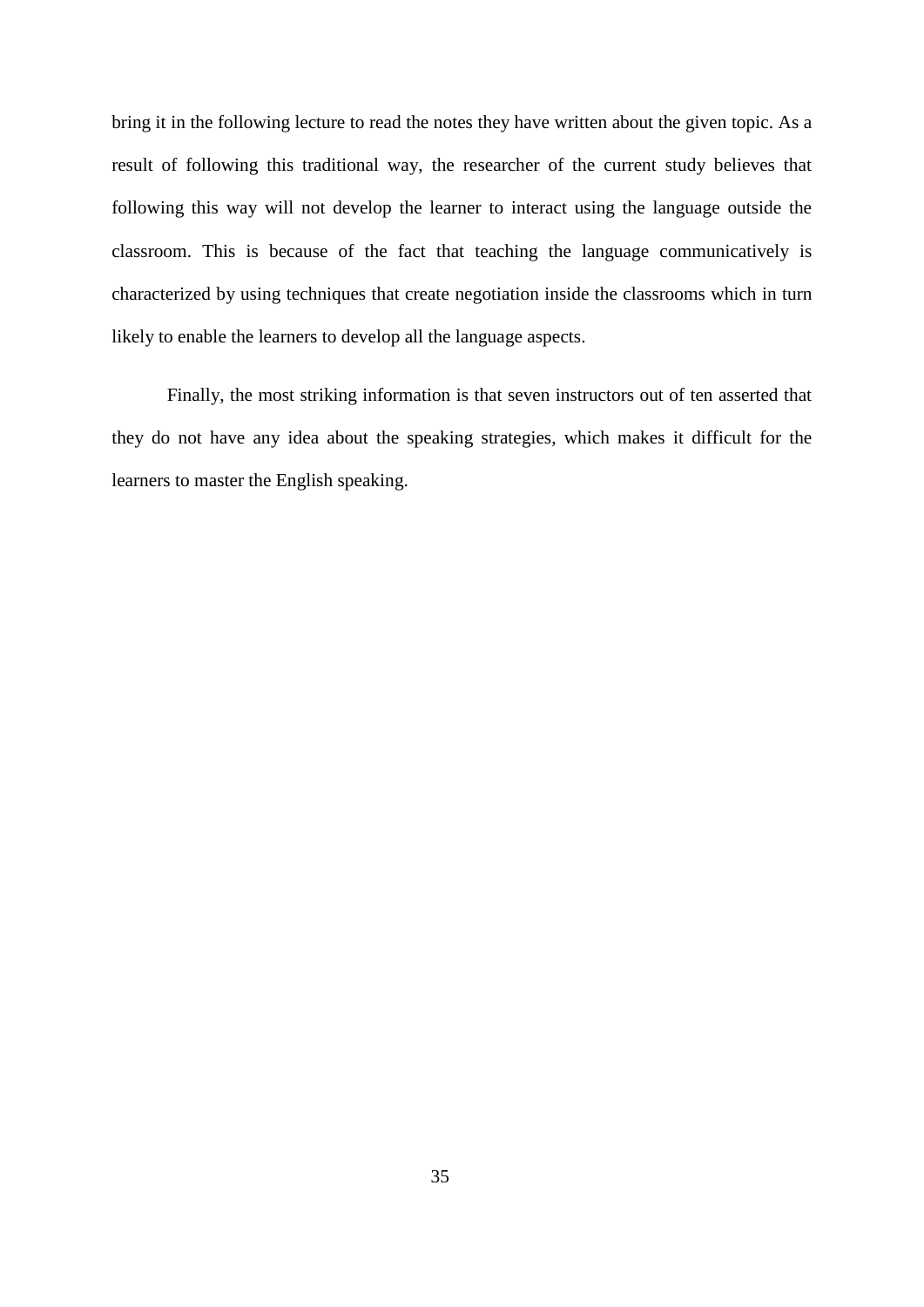bring it in the following lecture to read the notes they have written about the given topic. As a result of following this traditional way, the researcher of the current study believes that following this way will not develop the learner to interact using the language outside the classroom. This is because of the fact that teaching the language communicatively is characterized by using techniques that create negotiation inside the classrooms which in turn likely to enable the learners to develop all the language aspects.

Finally, the most striking information is that seven instructors out of ten asserted that they do not have any idea about the speaking strategies, which makes it difficult for the learners to master the English speaking.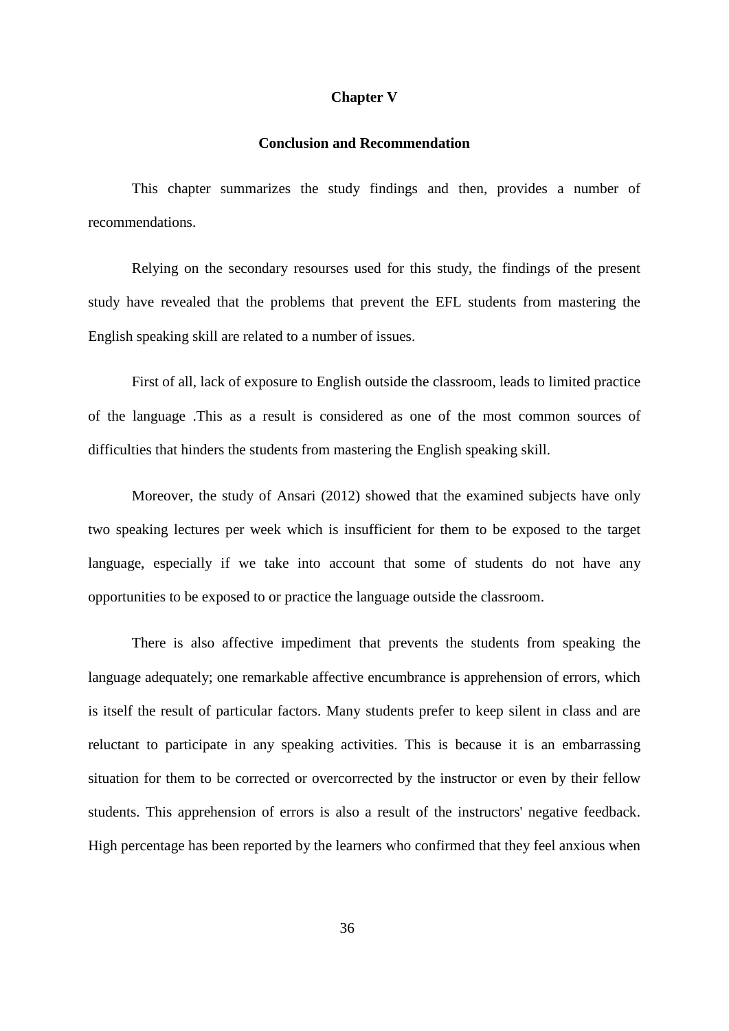# Chapter V

## Conclusion and Recommendation

This chapter summarizes the study findings and then, provides a number of recommendations.

Relying on the secondary resourses used for this study, the findings of the present study have revealed that the problems that prevent the EFL students from mastering the English speaking skill are related to a number of issues.

First of all, lack of exposure to English outside the classroom, leads to limited practice of the language .This as a result is considered as one of the most common sources of difficulties that hinders the students from mastering the English speaking skill.

Moreover, the study of Ansari (2012) showed that the examined subjects have only two speaking lectures per week which is insufficient for them to be exposed to the target language, especially if we take into account that some of students do not have any opportunities to be exposed to or practice the language outside the classroom.

There is also affective impediment that prevents the students from speaking the language adequately; one remarkable affective encumbrance is apprehension of errors, which is itself the result of particular factors. Many students prefer to keep silent in class and are reluctant to participate in any speaking activities. This is because it is an embarrassing situation for them to be corrected or overcorrected by the instructor or even by their fellow students. This apprehension of errors is also a result of the instructors' negative feedback. High percentage has been reported by the learners who confirmed that they feel anxious when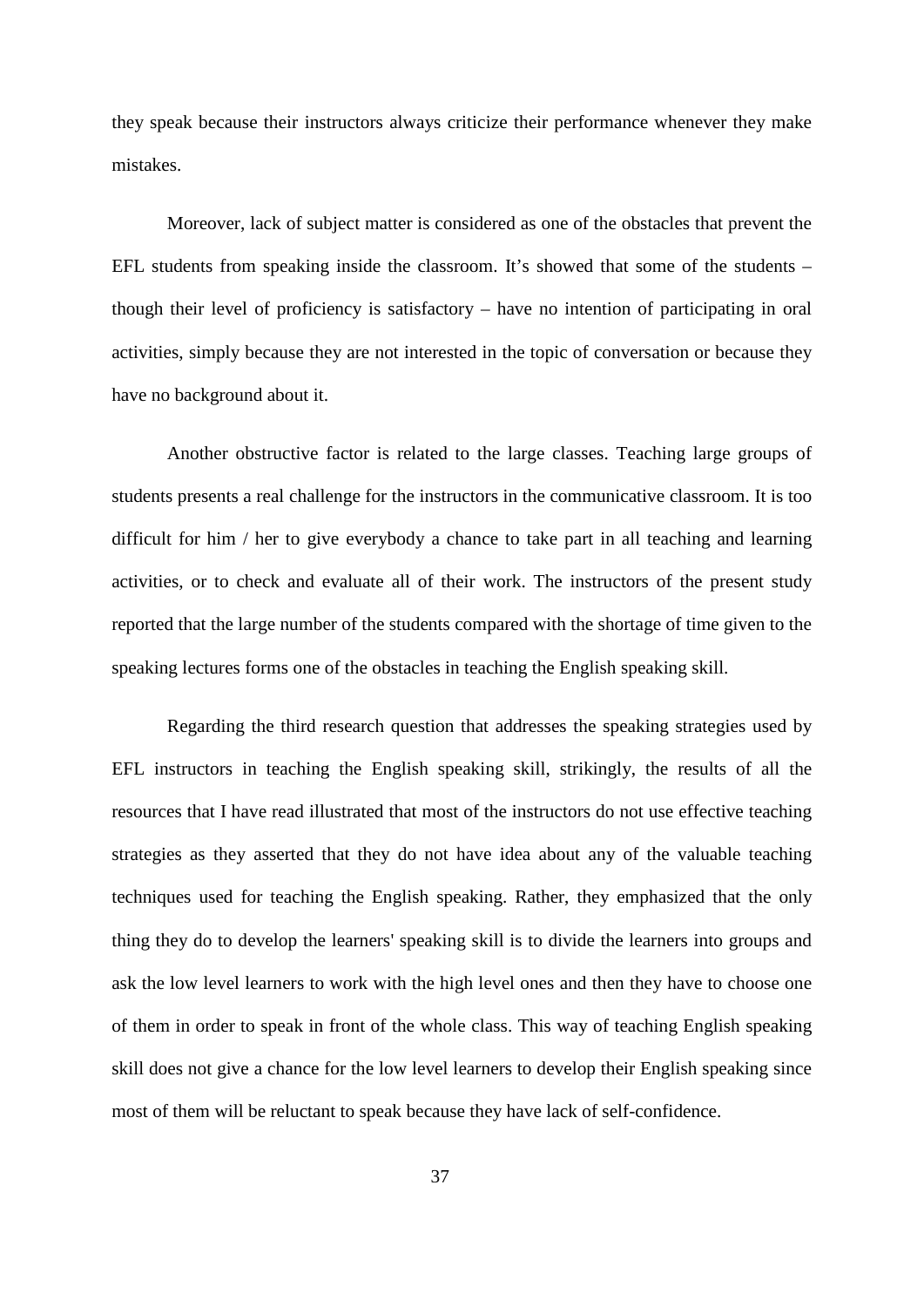they speak because their instructors always criticize their performance whenever they make mistakes.

Moreover, lack of subject matter is considered as one of the obstacles that prevent the EFL students from speaking inside the classroom. It's showed that some of the students – though their level of proficiency is satisfactory – have no intention of participating in oral activities, simply because they are not interested in the topic of conversation or because they have no background about it.

Another obstructive factor is related to the large classes. Teaching large groups of students presents a real challenge for the instructors in the communicative classroom. It is too difficult for him / her to give everybody a chance to take part in all teaching and learning activities, or to check and evaluate all of their work. The instructors of the present study reported that the large number of the students compared with the shortage of time given to the speaking lectures forms one of the obstacles in teaching the English speaking skill.

Regarding the third research question that addresses the speaking strategies used by EFL instructors in teaching the English speaking skill, strikingly, the results of all the resources that I have read illustrated that most of the instructors do not use effective teaching strategies as they asserted that they do not have idea about any of the valuable teaching techniques used for teaching the English speaking. Rather, they emphasized that the only thing they do to develop the learners' speaking skill is to divide the learners into groups and ask the low level learners to work with the high level ones and then they have to choose one of them in order to speak in front of the whole class. This way of teaching English speaking skill does not give a chance for the low level learners to develop their English speaking since most of them will be reluctant to speak because they have lack of self-confidence.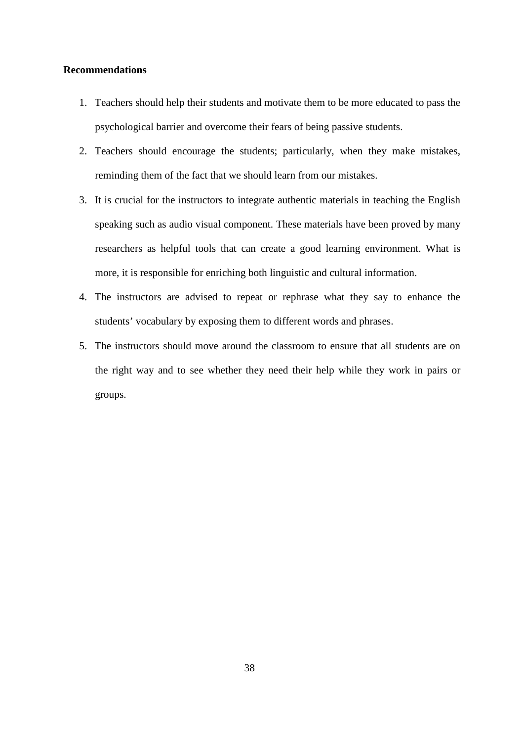**Recommendations**

1. Teachers should help their students and motivate them to be more educated to pass the psychological barrier and overcome their fears of being passive students.
2. Teachers should encourage the students; particularly, when they make mistakes, reminding them of the fact that we should learn from our mistakes.
3. It is crucial for the instructors to integrate authentic materials in teaching the English speaking such as audio visual component. These materials have been proved by many researchers as helpful tools that can create a good learning environment. What is more, it is responsible for enriching both linguistic and cultural information.
4. The instructors are advised to repeat or rephrase what they say to enhance the students' vocabulary by exposing them to different words and phrases.
5. The instructors should move around the classroom to ensure that all students are on the right way and to see whether they need their help while they work in pairs or groups.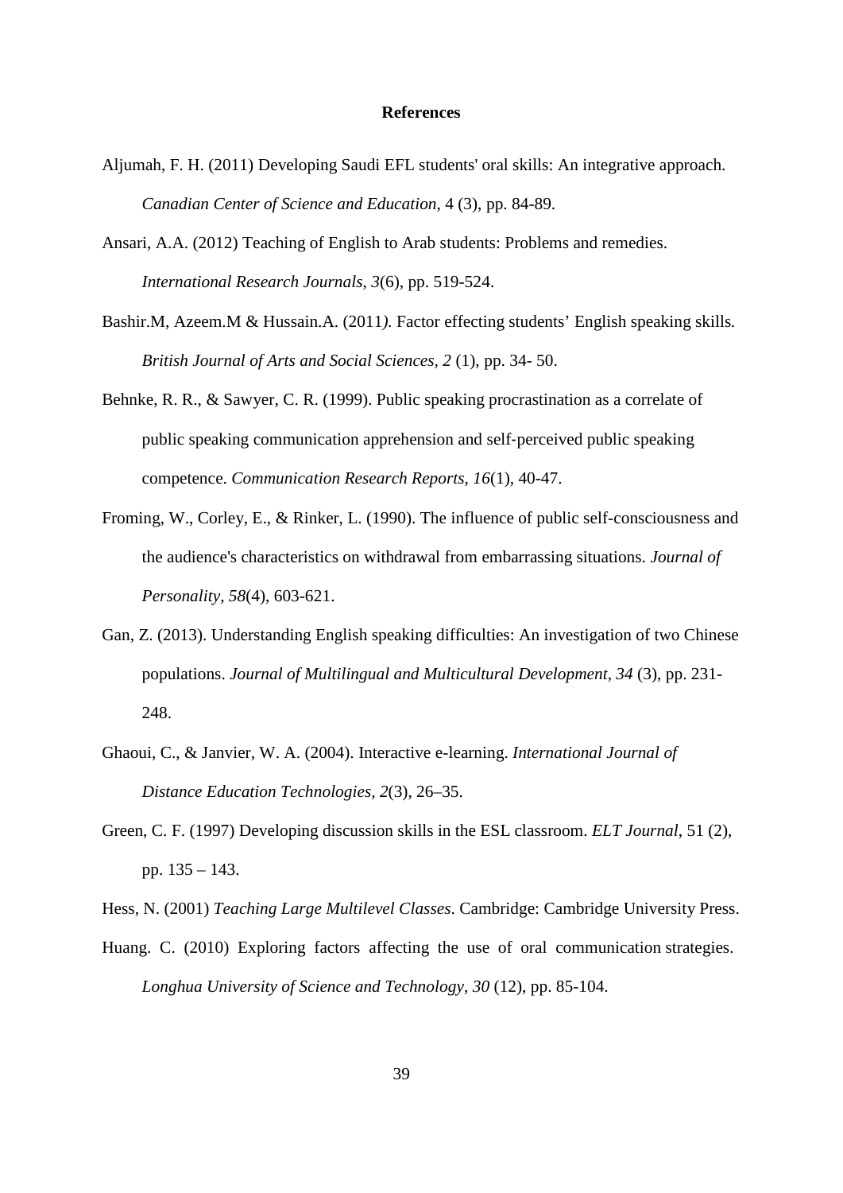# References

Aljumah, F. H. (2011) Developing Saudi EFL students' oral skills: An integrative approach. *Canadian Center of Science and Education*, 4 (3), pp. 84-89.

Ansari, A.A. (2012) Teaching of English to Arab students: Problems and remedies. *International Research Journals, 3*(6), pp. 519-524.

Bashir.M, Azeem.M & Hussain.A. (2011*).* Factor effecting students' English speaking skills*. British Journal of Arts and Social Sciences, 2* (1), pp. 34- 50.

Behnke, R. R., & Sawyer, C. R. (1999). Public speaking procrastination as a correlate of public speaking communication apprehension and self-perceived public speaking competence. *Communication Research Reports*, *16*(1), 40-47.

Froming, W., Corley, E., & Rinker, L. (1990). The influence of public self-consciousness and the audience's characteristics on withdrawal from embarrassing situations. *Journal of Personality*, *58*(4), 603-621.

Gan, Z. (2013). Understanding English speaking difficulties: An investigation of two Chinese populations. *Journal of Multilingual and Multicultural Development*, *34* (3), pp. 231-248.

Ghaoui, C., & Janvier, W. A. (2004). Interactive e-learning. *International Journal of Distance Education Technologies*, *2*(3), 26–35.

Green, C. F. (1997) Developing discussion skills in the ESL classroom. *ELT Journal*, 51 (2), pp. 135 – 143.

Hess, N. (2001) *Teaching Large Multilevel Classes*. Cambridge: Cambridge University Press.

Huang. C. (2010) Exploring factors affecting the use of oral communication strategies. *Longhua University of Science and Technology, 30* (12), pp. 85-104.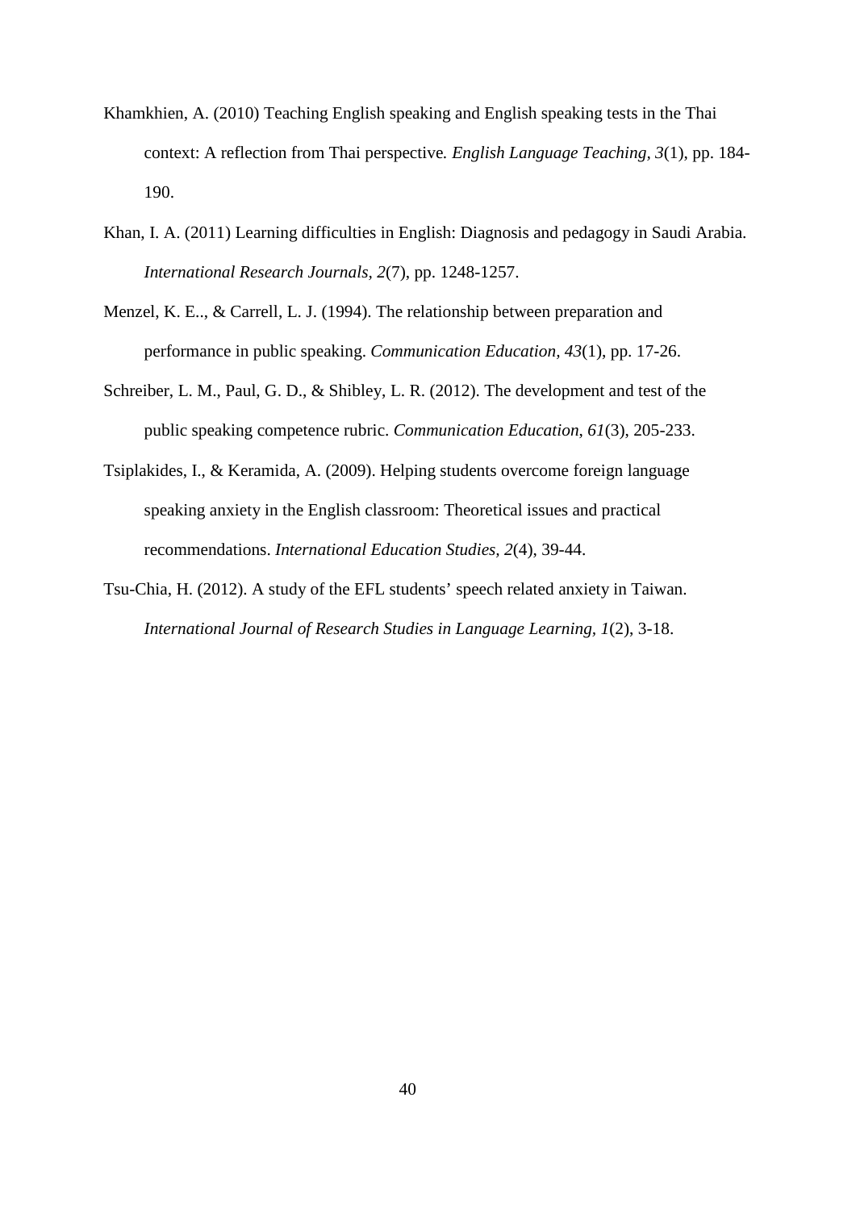Khamkhien, A. (2010) Teaching English speaking and English speaking tests in the Thai context: A reflection from Thai perspective. *English Language Teaching, 3*(1), pp. 184-190.

Khan, I. A. (2011) Learning difficulties in English: Diagnosis and pedagogy in Saudi Arabia. *International Research Journals, 2*(7), pp. 1248-1257.

Menzel, K. E.., & Carrell, L. J. (1994). The relationship between preparation and performance in public speaking. *Communication Education, 43*(1), pp. 17-26.

Schreiber, L. M., Paul, G. D., & Shibley, L. R. (2012). The development and test of the public speaking competence rubric. *Communication Education*, *61*(3), 205-233.

Tsiplakides, I., & Keramida, A. (2009). Helping students overcome foreign language speaking anxiety in the English classroom: Theoretical issues and practical recommendations. *International Education Studies, 2*(4), 39-44.

Tsu-Chia, H. (2012). A study of the EFL students' speech related anxiety in Taiwan. *International Journal of Research Studies in Language Learning, 1*(2), 3-18.